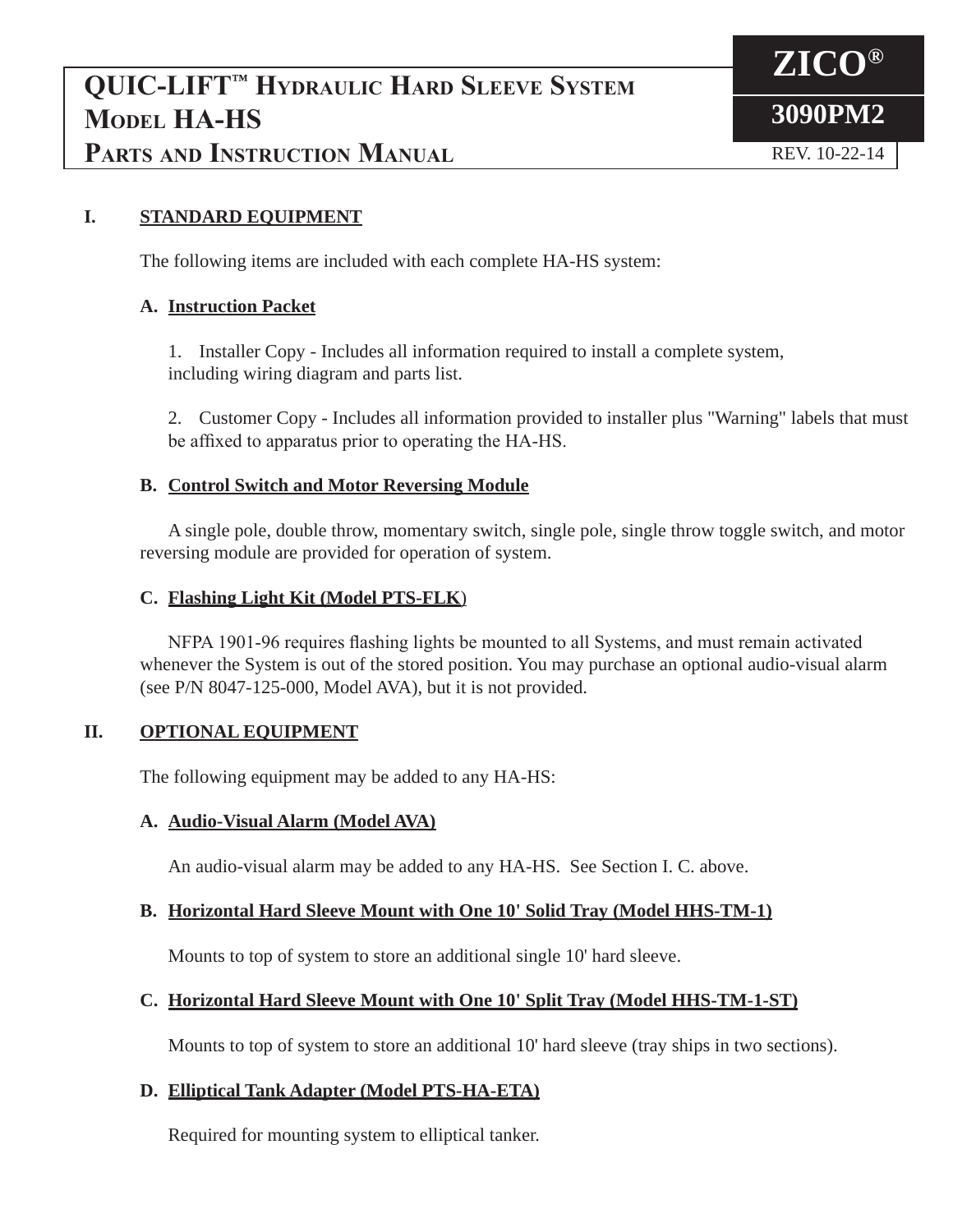# QUIC-LIFT™ Hydraulic Hard Sleeve System Model HA-HS Parts and Instruction Manual

**ZICO®**

**3090PM2**

REV. 10-22-14

## I. STANDARD EQUIPMENT

The following items are included with each complete HA-HS system:

### A. Instruction Packet

1. Installer Copy - Includes all information required to install a complete system, including wiring diagram and parts list.

2. Customer Copy - Includes all information provided to installer plus "Warning" labels that must be affixed to apparatus prior to operating the HA-HS.

### B. Control Switch and Motor Reversing Module

A single pole, double throw, momentary switch, single pole, single throw toggle switch, and motor reversing module are provided for operation of system.

### C. Flashing Light Kit (Model PTS-FLK)

NFPA 1901-96 requires flashing lights be mounted to all Systems, and must remain activated whenever the System is out of the stored position. You may purchase an optional audio-visual alarm (see P/N 8047-125-000, Model AVA), but it is not provided.

## II. OPTIONAL EQUIPMENT

The following equipment may be added to any HA-HS:

### A. Audio-Visual Alarm (Model AVA)

An audio-visual alarm may be added to any HA-HS. See Section I. C. above.

### B. Horizontal Hard Sleeve Mount with One 10' Solid Tray (Model HHS-TM-1)

Mounts to top of system to store an additional single 10' hard sleeve.

### C. Horizontal Hard Sleeve Mount with One 10' Split Tray (Model HHS-TM-1-ST)

Mounts to top of system to store an additional 10' hard sleeve (tray ships in two sections).

### D. Elliptical Tank Adapter (Model PTS-HA-ETA)

Required for mounting system to elliptical tanker.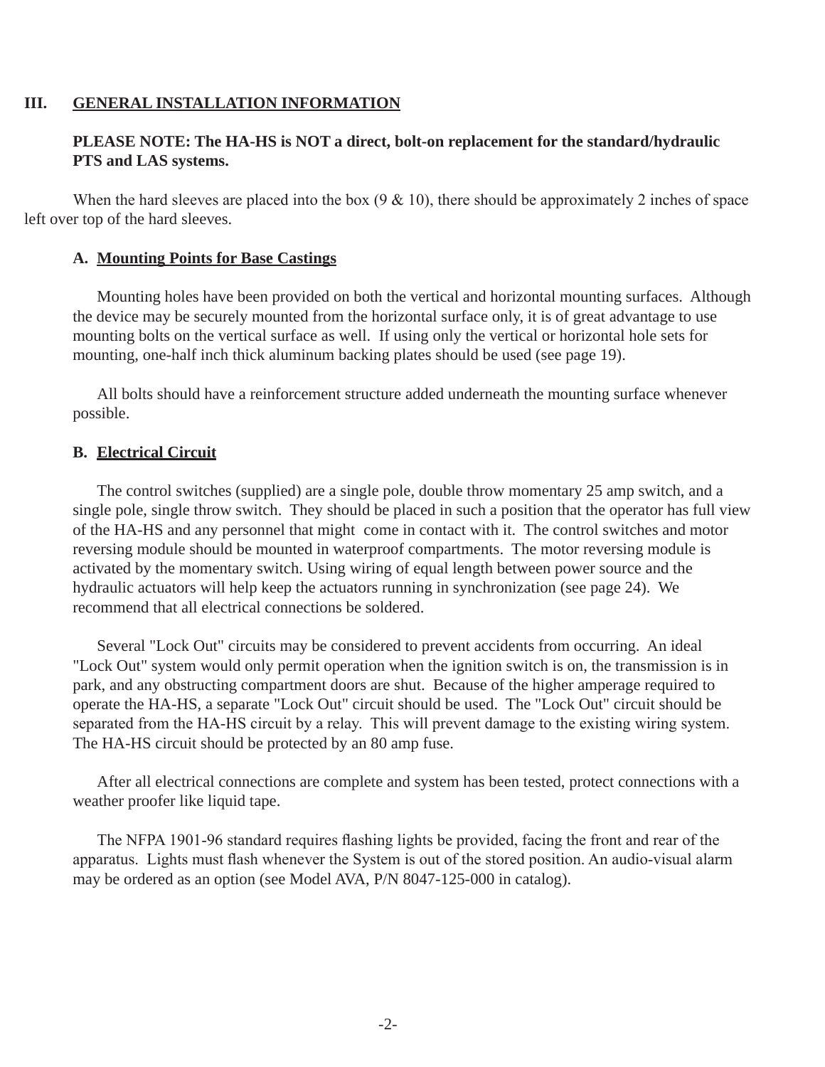## III. GENERAL INSTALLATION INFORMATION

**PLEASE NOTE: The HA-HS is NOT a direct, bolt-on replacement for the standard/hydraulic PTS and LAS systems.**

When the hard sleeves are placed into the box (9 & 10), there should be approximately 2 inches of space left over top of the hard sleeves.

### A. Mounting Points for Base Castings

Mounting holes have been provided on both the vertical and horizontal mounting surfaces. Although the device may be securely mounted from the horizontal surface only, it is of great advantage to use mounting bolts on the vertical surface as well. If using only the vertical or horizontal hole sets for mounting, one-half inch thick aluminum backing plates should be used (see page 19).

All bolts should have a reinforcement structure added underneath the mounting surface whenever possible.

### B. Electrical Circuit

The control switches (supplied) are a single pole, double throw momentary 25 amp switch, and a single pole, single throw switch. They should be placed in such a position that the operator has full view of the HA-HS and any personnel that might come in contact with it. The control switches and motor reversing module should be mounted in waterproof compartments. The motor reversing module is activated by the momentary switch. Using wiring of equal length between power source and the hydraulic actuators will help keep the actuators running in synchronization (see page 24). We recommend that all electrical connections be soldered.

Several "Lock Out" circuits may be considered to prevent accidents from occurring. An ideal "Lock Out" system would only permit operation when the ignition switch is on, the transmission is in park, and any obstructing compartment doors are shut. Because of the higher amperage required to operate the HA-HS, a separate "Lock Out" circuit should be used. The "Lock Out" circuit should be separated from the HA-HS circuit by a relay. This will prevent damage to the existing wiring system. The HA-HS circuit should be protected by an 80 amp fuse.

After all electrical connections are complete and system has been tested, protect connections with a weather proofer like liquid tape.

The NFPA 1901-96 standard requires flashing lights be provided, facing the front and rear of the apparatus. Lights must flash whenever the System is out of the stored position. An audio-visual alarm may be ordered as an option (see Model AVA, P/N 8047-125-000 in catalog).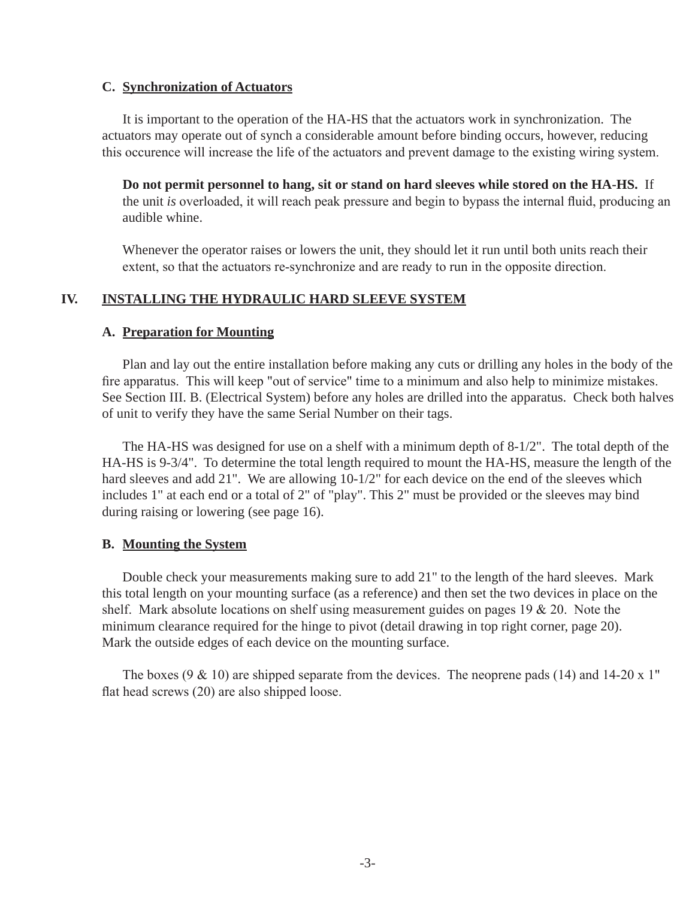### C. Synchronization of Actuators

It is important to the operation of the HA-HS that the actuators work in synchronization. The actuators may operate out of synch a considerable amount before binding occurs, however, reducing this occurence will increase the life of the actuators and prevent damage to the existing wiring system.

**Do not permit personnel to hang, sit or stand on hard sleeves while stored on the HA-HS.** If the unit *is* overloaded, it will reach peak pressure and begin to bypass the internal fluid, producing an audible whine.

Whenever the operator raises or lowers the unit, they should let it run until both units reach their extent, so that the actuators re-synchronize and are ready to run in the opposite direction.

## IV. INSTALLING THE HYDRAULIC HARD SLEEVE SYSTEM

### A. Preparation for Mounting

Plan and lay out the entire installation before making any cuts or drilling any holes in the body of the fire apparatus. This will keep "out of service" time to a minimum and also help to minimize mistakes. See Section III. B. (Electrical System) before any holes are drilled into the apparatus. Check both halves of unit to verify they have the same Serial Number on their tags.

The HA-HS was designed for use on a shelf with a minimum depth of 8-1/2". The total depth of the HA-HS is 9-3/4". To determine the total length required to mount the HA-HS, measure the length of the hard sleeves and add 21". We are allowing 10-1/2" for each device on the end of the sleeves which includes 1" at each end or a total of 2" of "play". This 2" must be provided or the sleeves may bind during raising or lowering (see page 16).

### B. Mounting the System

Double check your measurements making sure to add 21" to the length of the hard sleeves. Mark this total length on your mounting surface (as a reference) and then set the two devices in place on the shelf. Mark absolute locations on shelf using measurement guides on pages 19 & 20. Note the minimum clearance required for the hinge to pivot (detail drawing in top right corner, page 20). Mark the outside edges of each device on the mounting surface.

The boxes (9 & 10) are shipped separate from the devices. The neoprene pads (14) and 14-20 x 1" flat head screws (20) are also shipped loose.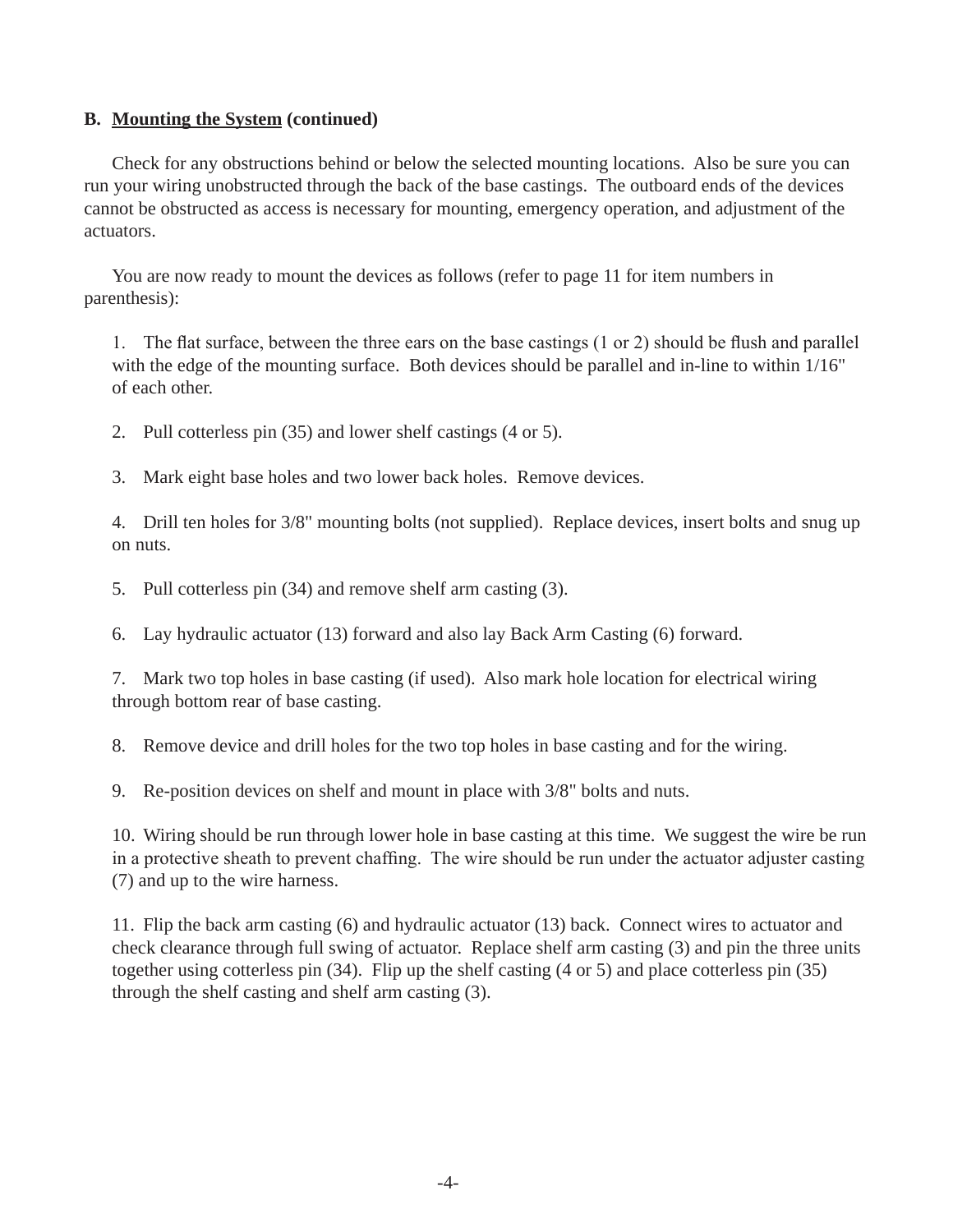**B. Mounting the System (continued)**

Check for any obstructions behind or below the selected mounting locations. Also be sure you can run your wiring unobstructed through the back of the base castings. The outboard ends of the devices cannot be obstructed as access is necessary for mounting, emergency operation, and adjustment of the actuators.

You are now ready to mount the devices as follows (refer to page 11 for item numbers in parenthesis):

1. The flat surface, between the three ears on the base castings (1 or 2) should be flush and parallel with the edge of the mounting surface. Both devices should be parallel and in-line to within 1/16" of each other.

2. Pull cotterless pin (35) and lower shelf castings (4 or 5).

3. Mark eight base holes and two lower back holes. Remove devices.

4. Drill ten holes for 3/8" mounting bolts (not supplied). Replace devices, insert bolts and snug up on nuts.

5. Pull cotterless pin (34) and remove shelf arm casting (3).

6. Lay hydraulic actuator (13) forward and also lay Back Arm Casting (6) forward.

7. Mark two top holes in base casting (if used). Also mark hole location for electrical wiring through bottom rear of base casting.

8. Remove device and drill holes for the two top holes in base casting and for the wiring.

9. Re-position devices on shelf and mount in place with 3/8" bolts and nuts.

10. Wiring should be run through lower hole in base casting at this time. We suggest the wire be run in a protective sheath to prevent chaffing. The wire should be run under the actuator adjuster casting (7) and up to the wire harness.

11. Flip the back arm casting (6) and hydraulic actuator (13) back. Connect wires to actuator and check clearance through full swing of actuator. Replace shelf arm casting (3) and pin the three units together using cotterless pin (34). Flip up the shelf casting (4 or 5) and place cotterless pin (35) through the shelf casting and shelf arm casting (3).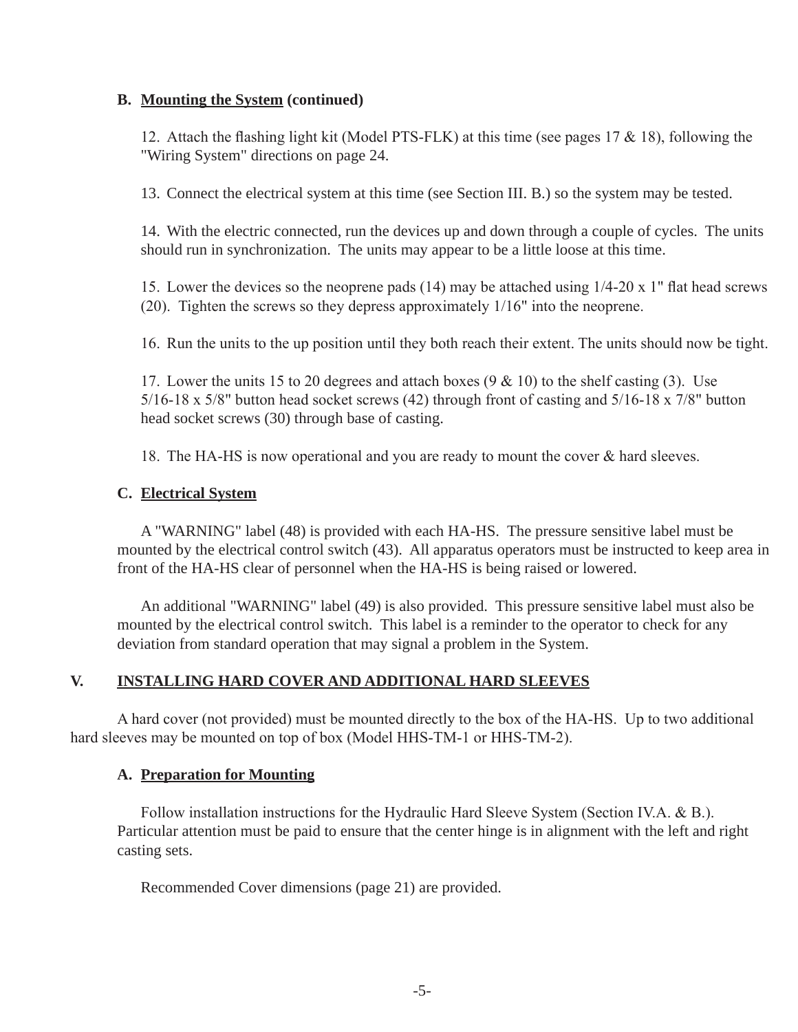### B. Mounting the System (continued)

12. Attach the flashing light kit (Model PTS-FLK) at this time (see pages 17 & 18), following the "Wiring System" directions on page 24.

13. Connect the electrical system at this time (see Section III. B.) so the system may be tested.

14. With the electric connected, run the devices up and down through a couple of cycles. The units should run in synchronization. The units may appear to be a little loose at this time.

15. Lower the devices so the neoprene pads (14) may be attached using 1/4-20 x 1" flat head screws (20). Tighten the screws so they depress approximately 1/16" into the neoprene.

16. Run the units to the up position until they both reach their extent. The units should now be tight.

17. Lower the units 15 to 20 degrees and attach boxes (9 & 10) to the shelf casting (3). Use 5/16-18 x 5/8" button head socket screws (42) through front of casting and 5/16-18 x 7/8" button head socket screws (30) through base of casting.

18. The HA-HS is now operational and you are ready to mount the cover & hard sleeves.

### C. Electrical System

A "WARNING" label (48) is provided with each HA-HS. The pressure sensitive label must be mounted by the electrical control switch (43). All apparatus operators must be instructed to keep area in front of the HA-HS clear of personnel when the HA-HS is being raised or lowered.

An additional "WARNING" label (49) is also provided. This pressure sensitive label must also be mounted by the electrical control switch. This label is a reminder to the operator to check for any deviation from standard operation that may signal a problem in the System.

## V. INSTALLING HARD COVER AND ADDITIONAL HARD SLEEVES

A hard cover (not provided) must be mounted directly to the box of the HA-HS. Up to two additional hard sleeves may be mounted on top of box (Model HHS-TM-1 or HHS-TM-2).

### A. Preparation for Mounting

Follow installation instructions for the Hydraulic Hard Sleeve System (Section IV.A. & B.). Particular attention must be paid to ensure that the center hinge is in alignment with the left and right casting sets.

Recommended Cover dimensions (page 21) are provided.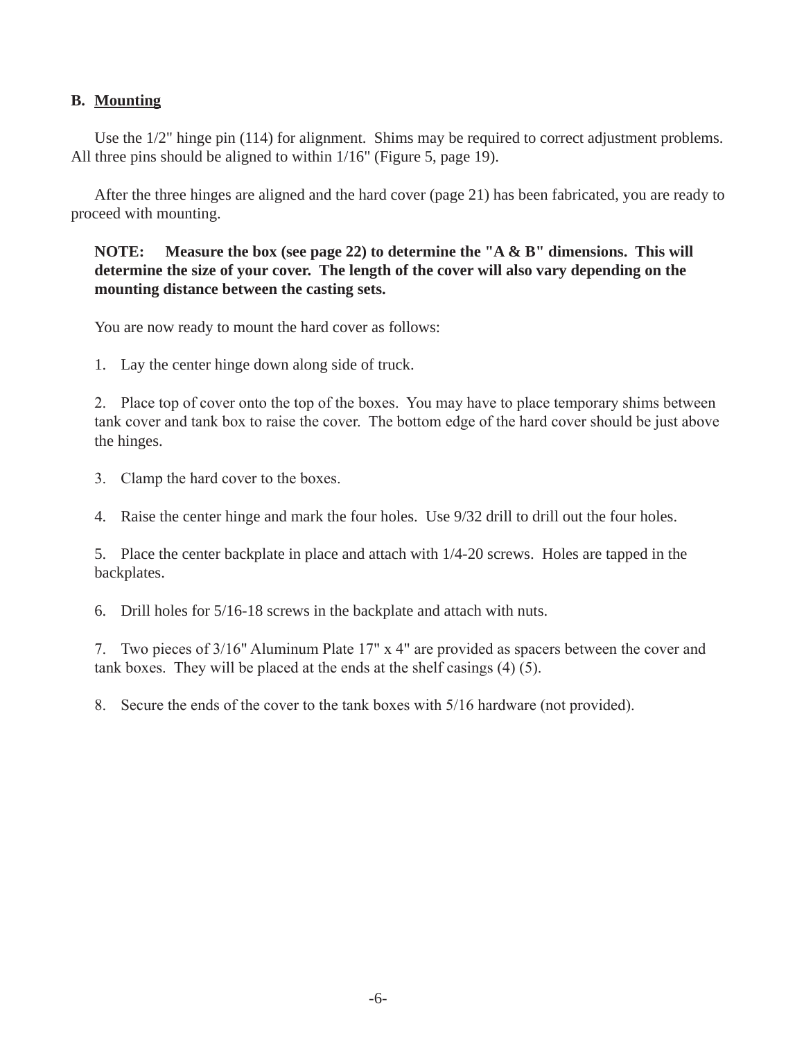## B. <u>Mounting</u>

Use the 1/2" hinge pin (114) for alignment. Shims may be required to correct adjustment problems. All three pins should be aligned to within 1/16" (Figure 5, page 19).

After the three hinges are aligned and the hard cover (page 21) has been fabricated, you are ready to proceed with mounting.

**NOTE: Measure the box (see page 22) to determine the "A & B" dimensions. This will determine the size of your cover. The length of the cover will also vary depending on the mounting distance between the casting sets.**

You are now ready to mount the hard cover as follows:

1. Lay the center hinge down along side of truck.

2. Place top of cover onto the top of the boxes. You may have to place temporary shims between tank cover and tank box to raise the cover. The bottom edge of the hard cover should be just above the hinges.

3. Clamp the hard cover to the boxes.

4. Raise the center hinge and mark the four holes. Use 9/32 drill to drill out the four holes.

5. Place the center backplate in place and attach with 1/4-20 screws. Holes are tapped in the backplates.

6. Drill holes for 5/16-18 screws in the backplate and attach with nuts.

7. Two pieces of 3/16" Aluminum Plate 17" x 4" are provided as spacers between the cover and tank boxes. They will be placed at the ends at the shelf casings (4) (5).

8. Secure the ends of the cover to the tank boxes with 5/16 hardware (not provided).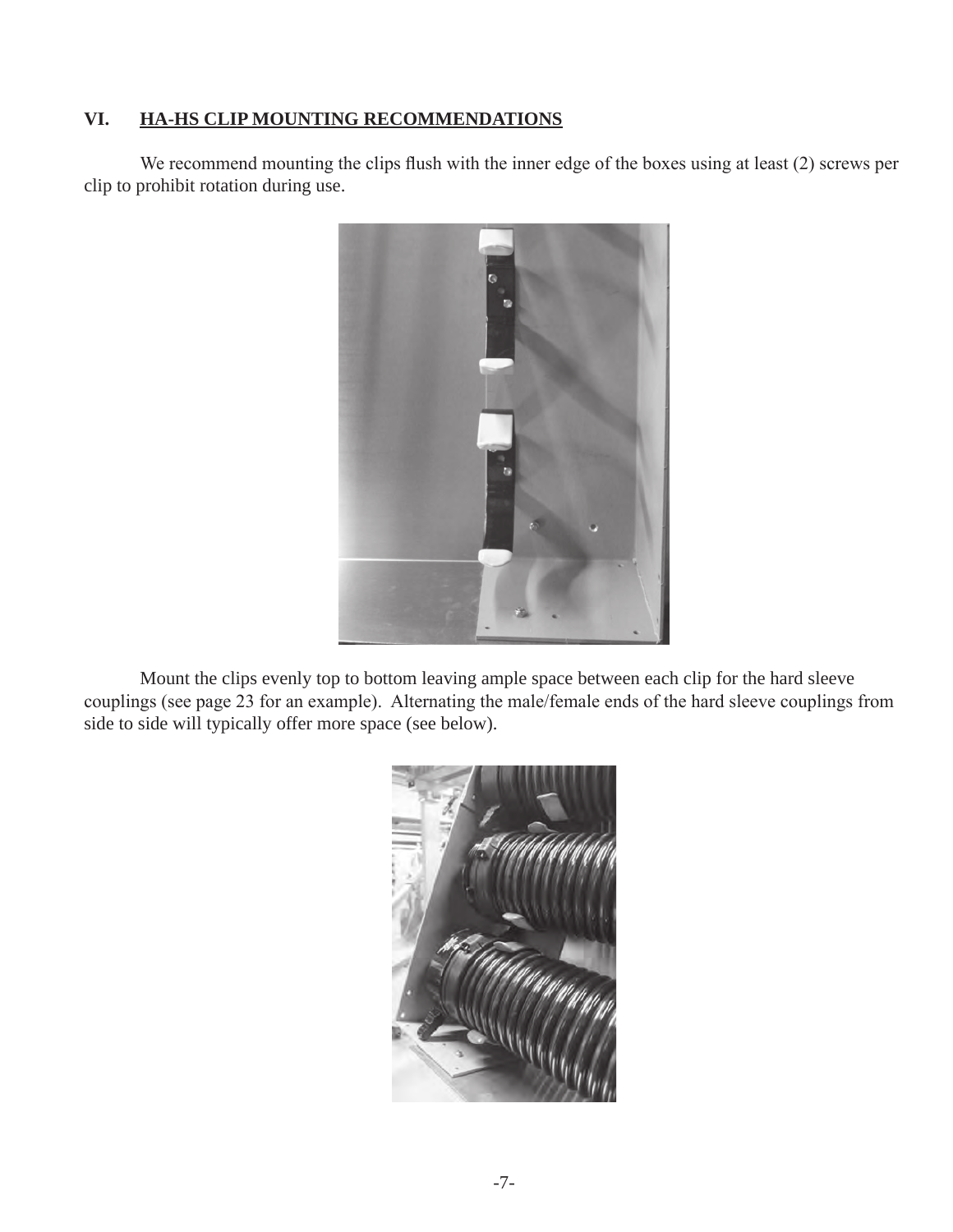## VI. HA-HS CLIP MOUNTING RECOMMENDATIONS

We recommend mounting the clips flush with the inner edge of the boxes using at least (2) screws per clip to prohibit rotation during use.

Mount the clips evenly top to bottom leaving ample space between each clip for the hard sleeve couplings (see page 23 for an example). Alternating the male/female ends of the hard sleeve couplings from side to side will typically offer more space (see below).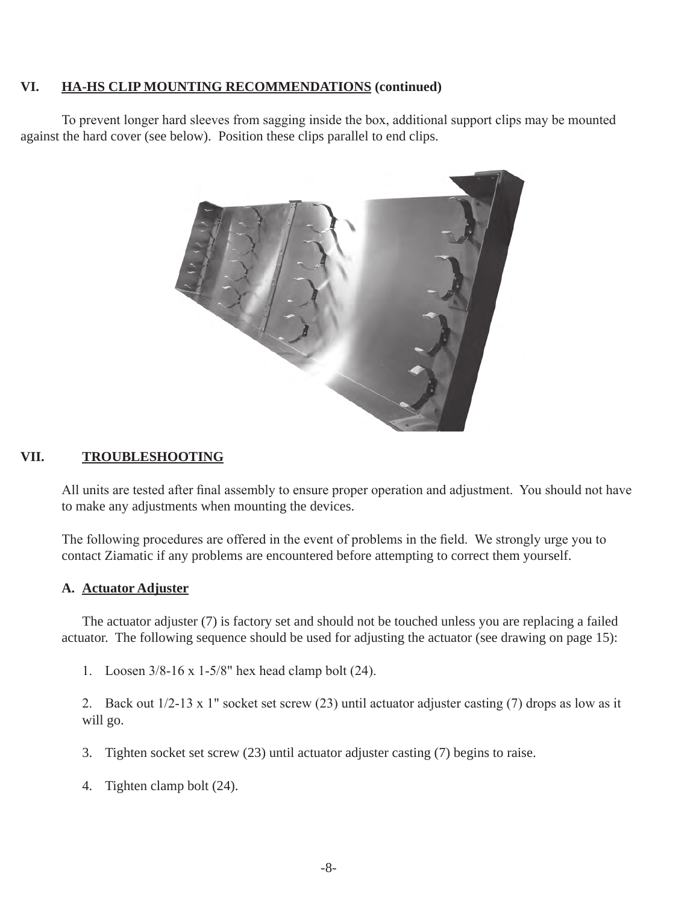## VI. HA-HS CLIP MOUNTING RECOMMENDATIONS (continued)

To prevent longer hard sleeves from sagging inside the box, additional support clips may be mounted against the hard cover (see below). Position these clips parallel to end clips.

## VII. TROUBLESHOOTING

All units are tested after final assembly to ensure proper operation and adjustment. You should not have to make any adjustments when mounting the devices.

The following procedures are offered in the event of problems in the field. We strongly urge you to contact Ziamatic if any problems are encountered before attempting to correct them yourself.

### A. Actuator Adjuster

The actuator adjuster (7) is factory set and should not be touched unless you are replacing a failed actuator. The following sequence should be used for adjusting the actuator (see drawing on page 15):

1. Loosen 3/8-16 x 1-5/8" hex head clamp bolt (24).

2. Back out 1/2-13 x 1" socket set screw (23) until actuator adjuster casting (7) drops as low as it will go.

3. Tighten socket set screw (23) until actuator adjuster casting (7) begins to raise.

4. Tighten clamp bolt (24).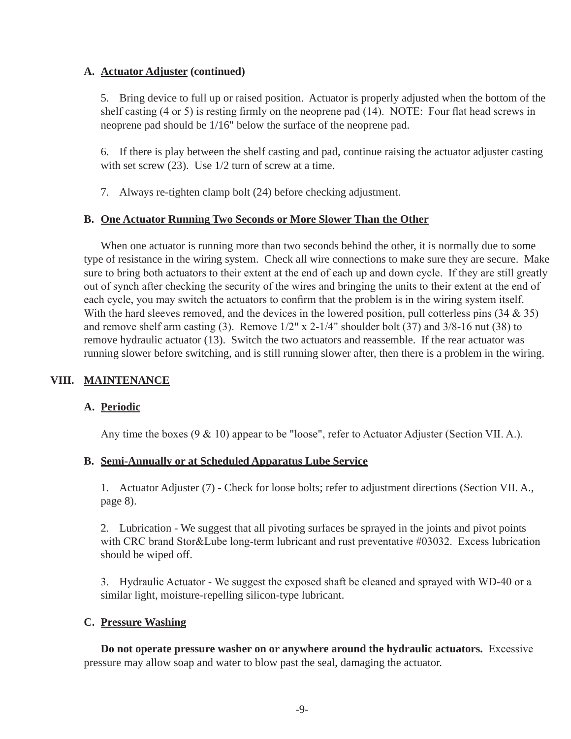### A. Actuator Adjuster (continued)

5. Bring device to full up or raised position. Actuator is properly adjusted when the bottom of the shelf casting (4 or 5) is resting firmly on the neoprene pad (14). NOTE: Four flat head screws in neoprene pad should be 1/16" below the surface of the neoprene pad.

6. If there is play between the shelf casting and pad, continue raising the actuator adjuster casting with set screw (23). Use 1/2 turn of screw at a time.

7. Always re-tighten clamp bolt (24) before checking adjustment.

### B. One Actuator Running Two Seconds or More Slower Than the Other

When one actuator is running more than two seconds behind the other, it is normally due to some type of resistance in the wiring system. Check all wire connections to make sure they are secure. Make sure to bring both actuators to their extent at the end of each up and down cycle. If they are still greatly out of synch after checking the security of the wires and bringing the units to their extent at the end of each cycle, you may switch the actuators to confirm that the problem is in the wiring system itself. With the hard sleeves removed, and the devices in the lowered position, pull cotterless pins (34 & 35) and remove shelf arm casting (3). Remove 1/2" x 2-1/4" shoulder bolt (37) and 3/8-16 nut (38) to remove hydraulic actuator (13). Switch the two actuators and reassemble. If the rear actuator was running slower before switching, and is still running slower after, then there is a problem in the wiring.

## VIII. MAINTENANCE

### A. Periodic

Any time the boxes (9 & 10) appear to be "loose", refer to Actuator Adjuster (Section VII. A.).

### B. Semi-Annually or at Scheduled Apparatus Lube Service

1. Actuator Adjuster (7) - Check for loose bolts; refer to adjustment directions (Section VII. A., page 8).

2. Lubrication - We suggest that all pivoting surfaces be sprayed in the joints and pivot points with CRC brand Stor&Lube long-term lubricant and rust preventative #03032. Excess lubrication should be wiped off.

3. Hydraulic Actuator - We suggest the exposed shaft be cleaned and sprayed with WD-40 or a similar light, moisture-repelling silicon-type lubricant.

### C. Pressure Washing

**Do not operate pressure washer on or anywhere around the hydraulic actuators.** Excessive pressure may allow soap and water to blow past the seal, damaging the actuator.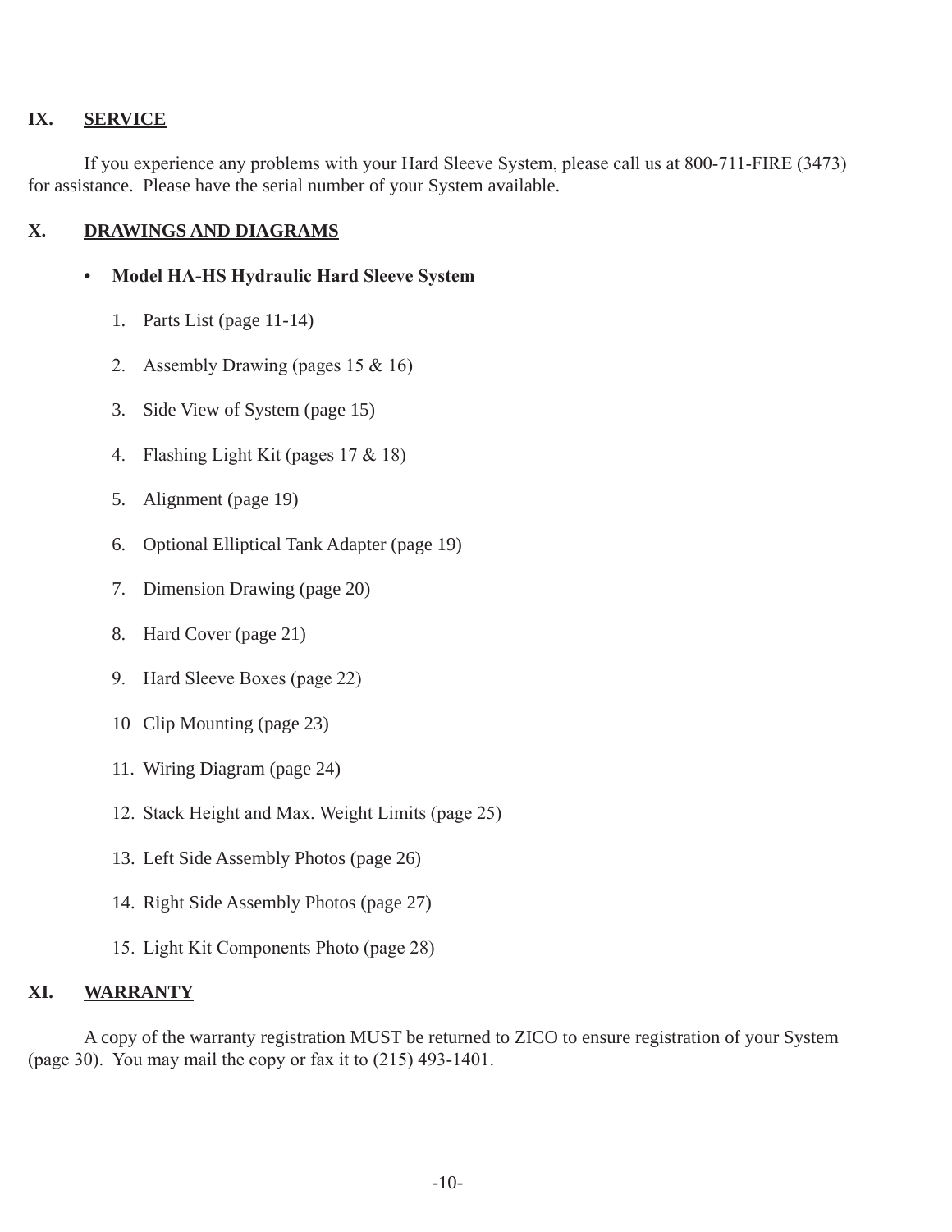## IX. SERVICE

If you experience any problems with your Hard Sleeve System, please call us at 800-711-FIRE (3473) for assistance. Please have the serial number of your System available.

## X. DRAWINGS AND DIAGRAMS

- **Model HA-HS Hydraulic Hard Sleeve System**

    1. Parts List (page 11-14)
    2. Assembly Drawing (pages 15 & 16)
    3. Side View of System (page 15)
    4. Flashing Light Kit (pages 17 & 18)
    5. Alignment (page 19)
    6. Optional Elliptical Tank Adapter (page 19)
    7. Dimension Drawing (page 20)
    8. Hard Cover (page 21)
    9. Hard Sleeve Boxes (page 22)
    10. Clip Mounting (page 23)
    11. Wiring Diagram (page 24)
    12. Stack Height and Max. Weight Limits (page 25)
    13. Left Side Assembly Photos (page 26)
    14. Right Side Assembly Photos (page 27)
    15. Light Kit Components Photo (page 28)

## XI. WARRANTY

A copy of the warranty registration MUST be returned to ZICO to ensure registration of your System (page 30). You may mail the copy or fax it to (215) 493-1401.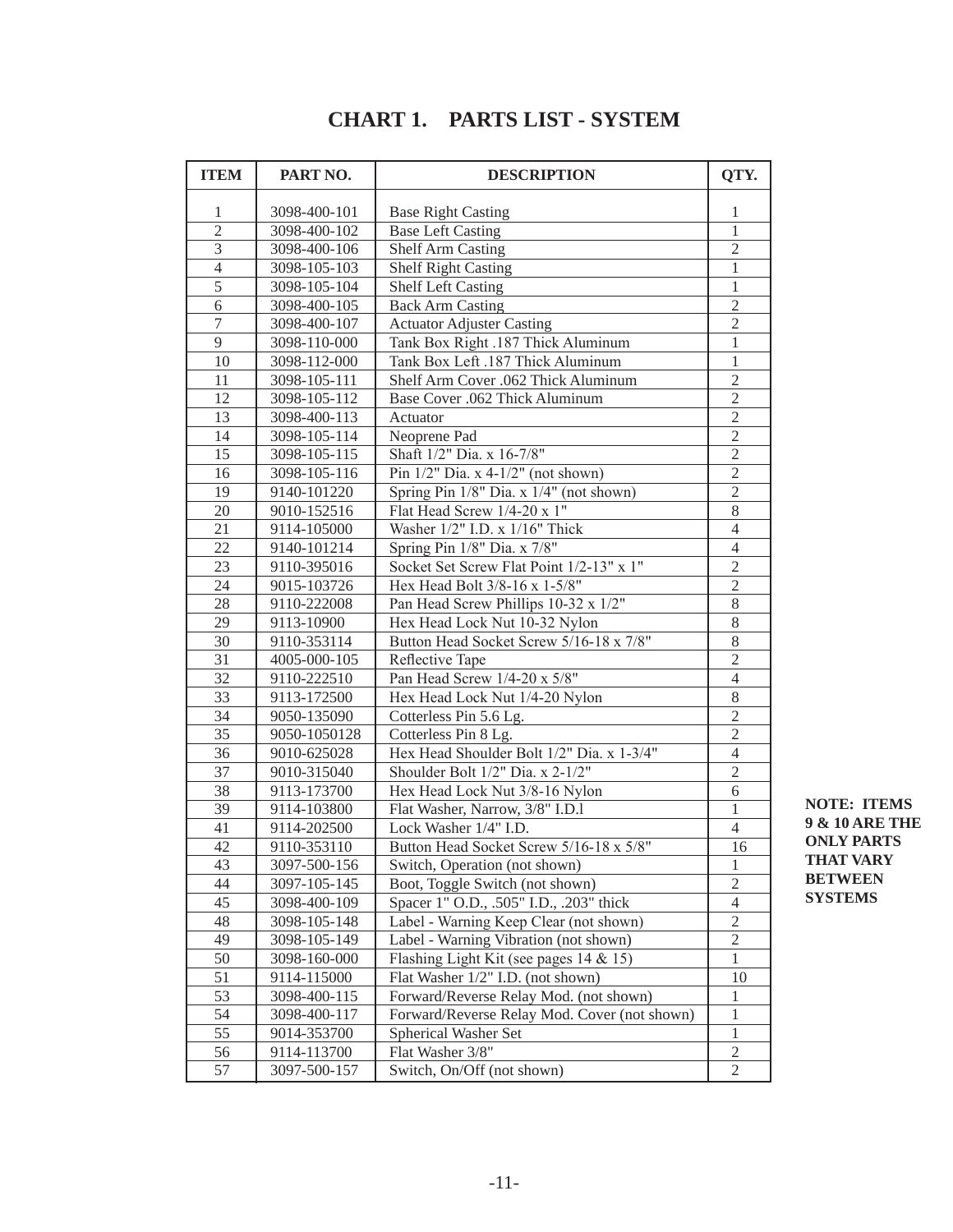# CHART 1. PARTS LIST - SYSTEM

| ITEM | PART NO. | DESCRIPTION | QTY. |
|---|---|---|---|
| 1 | 3098-400-101 | Base Right Casting | 1 |
| 2 | 3098-400-102 | Base Left Casting | 1 |
| 3 | 3098-400-106 | Shelf Arm Casting | 2 |
| 4 | 3098-105-103 | Shelf Right Casting | 1 |
| 5 | 3098-105-104 | Shelf Left Casting | 1 |
| 6 | 3098-400-105 | Back Arm Casting | 2 |
| 7 | 3098-400-107 | Actuator Adjuster Casting | 2 |
| 9 | 3098-110-000 | Tank Box Right .187 Thick Aluminum | 1 |
| 10 | 3098-112-000 | Tank Box Left .187 Thick Aluminum | 1 |
| 11 | 3098-105-111 | Shelf Arm Cover .062 Thick Aluminum | 2 |
| 12 | 3098-105-112 | Base Cover .062 Thick Aluminum | 2 |
| 13 | 3098-400-113 | Actuator | 2 |
| 14 | 3098-105-114 | Neoprene Pad | 2 |
| 15 | 3098-105-115 | Shaft 1/2" Dia. x 16-7/8" | 2 |
| 16 | 3098-105-116 | Pin 1/2" Dia. x 4-1/2" (not shown) | 2 |
| 19 | 9140-101220 | Spring Pin 1/8" Dia. x 1/4" (not shown) | 2 |
| 20 | 9010-152516 | Flat Head Screw 1/4-20 x 1" | 8 |
| 21 | 9114-105000 | Washer 1/2" I.D. x 1/16" Thick | 4 |
| 22 | 9140-101214 | Spring Pin 1/8" Dia. x 7/8" | 4 |
| 23 | 9110-395016 | Socket Set Screw Flat Point 1/2-13" x 1" | 2 |
| 24 | 9015-103726 | Hex Head Bolt 3/8-16 x 1-5/8" | 2 |
| 28 | 9110-222008 | Pan Head Screw Phillips 10-32 x 1/2" | 8 |
| 29 | 9113-10900 | Hex Head Lock Nut 10-32 Nylon | 8 |
| 30 | 9110-353114 | Button Head Socket Screw 5/16-18 x 7/8" | 8 |
| 31 | 4005-000-105 | Reflective Tape | 2 |
| 32 | 9110-222510 | Pan Head Screw 1/4-20 x 5/8" | 4 |
| 33 | 9113-172500 | Hex Head Lock Nut 1/4-20 Nylon | 8 |
| 34 | 9050-135090 | Cotterless Pin 5.6 Lg. | 2 |
| 35 | 9050-1050128 | Cotterless Pin 8 Lg. | 2 |
| 36 | 9010-625028 | Hex Head Shoulder Bolt 1/2" Dia. x 1-3/4" | 4 |
| 37 | 9010-315040 | Shoulder Bolt 1/2" Dia. x 2-1/2" | 2 |
| 38 | 9113-173700 | Hex Head Lock Nut 3/8-16 Nylon | 6 |
| 39 | 9114-103800 | Flat Washer, Narrow, 3/8" I.D.l | 1 |
| 41 | 9114-202500 | Lock Washer 1/4" I.D. | 4 |
| 42 | 9110-353110 | Button Head Socket Screw 5/16-18 x 5/8" | 16 |
| 43 | 3097-500-156 | Switch, Operation (not shown) | 1 |
| 44 | 3097-105-145 | Boot, Toggle Switch (not shown) | 2 |
| 45 | 3098-400-109 | Spacer 1" O.D., .505" I.D., .203" thick | 4 |
| 48 | 3098-105-148 | Label - Warning Keep Clear (not shown) | 2 |
| 49 | 3098-105-149 | Label - Warning Vibration (not shown) | 2 |
| 50 | 3098-160-000 | Flashing Light Kit (see pages 14 & 15) | 1 |
| 51 | 9114-115000 | Flat Washer 1/2" I.D. (not shown) | 10 |
| 53 | 3098-400-115 | Forward/Reverse Relay Mod. (not shown) | 1 |
| 54 | 3098-400-117 | Forward/Reverse Relay Mod. Cover (not shown) | 1 |
| 55 | 9014-353700 | Spherical Washer Set | 1 |
| 56 | 9114-113700 | Flat Washer 3/8" | 2 |
| 57 | 3097-500-157 | Switch, On/Off (not shown) | 2 |

**NOTE: ITEMS 9 & 10 ARE THE ONLY PARTS THAT VARY BETWEEN SYSTEMS**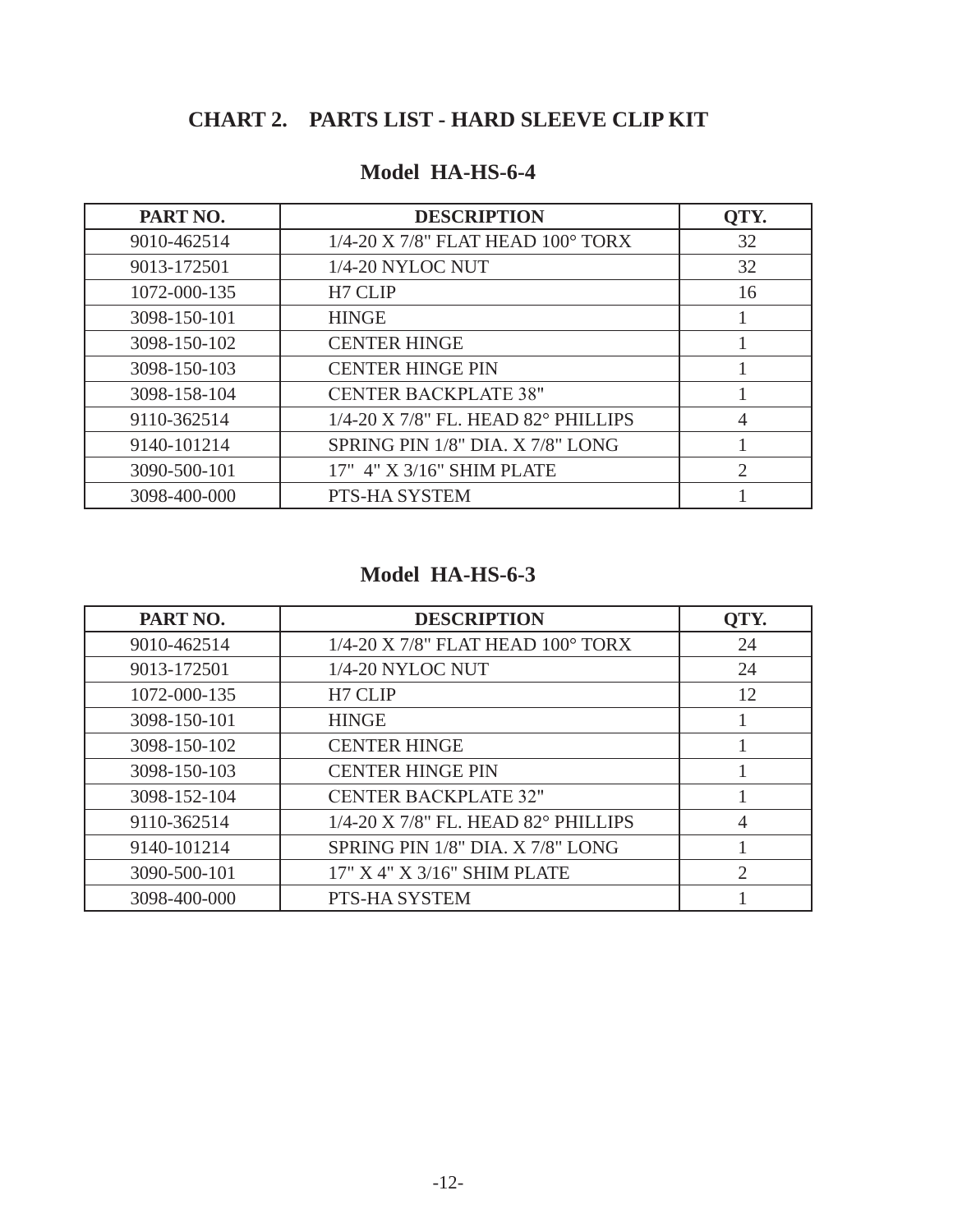## CHART 2. PARTS LIST - HARD SLEEVE CLIP KIT

### Model HA-HS-6-4

| PART NO. | DESCRIPTION | QTY. |
|---|---|---|
| 9010-462514 | 1/4-20 X 7/8" FLAT HEAD 100° TORX | 32 |
| 9013-172501 | 1/4-20 NYLOC NUT | 32 |
| 1072-000-135 | H7 CLIP | 16 |
| 3098-150-101 | HINGE | 1 |
| 3098-150-102 | CENTER HINGE | 1 |
| 3098-150-103 | CENTER HINGE PIN | 1 |
| 3098-158-104 | CENTER BACKPLATE 38" | 1 |
| 9110-362514 | 1/4-20 X 7/8" FL. HEAD 82° PHILLIPS | 4 |
| 9140-101214 | SPRING PIN 1/8" DIA. X 7/8" LONG | 1 |
| 3090-500-101 | 17" 4" X 3/16" SHIM PLATE | 2 |
| 3098-400-000 | PTS-HA SYSTEM | 1 |

### Model HA-HS-6-3

| PART NO. | DESCRIPTION | QTY. |
|---|---|---|
| 9010-462514 | 1/4-20 X 7/8" FLAT HEAD 100° TORX | 24 |
| 9013-172501 | 1/4-20 NYLOC NUT | 24 |
| 1072-000-135 | H7 CLIP | 12 |
| 3098-150-101 | HINGE | 1 |
| 3098-150-102 | CENTER HINGE | 1 |
| 3098-150-103 | CENTER HINGE PIN | 1 |
| 3098-152-104 | CENTER BACKPLATE 32" | 1 |
| 9110-362514 | 1/4-20 X 7/8" FL. HEAD 82° PHILLIPS | 4 |
| 9140-101214 | SPRING PIN 1/8" DIA. X 7/8" LONG | 1 |
| 3090-500-101 | 17" X 4" X 3/16" SHIM PLATE | 2 |
| 3098-400-000 | PTS-HA SYSTEM | 1 |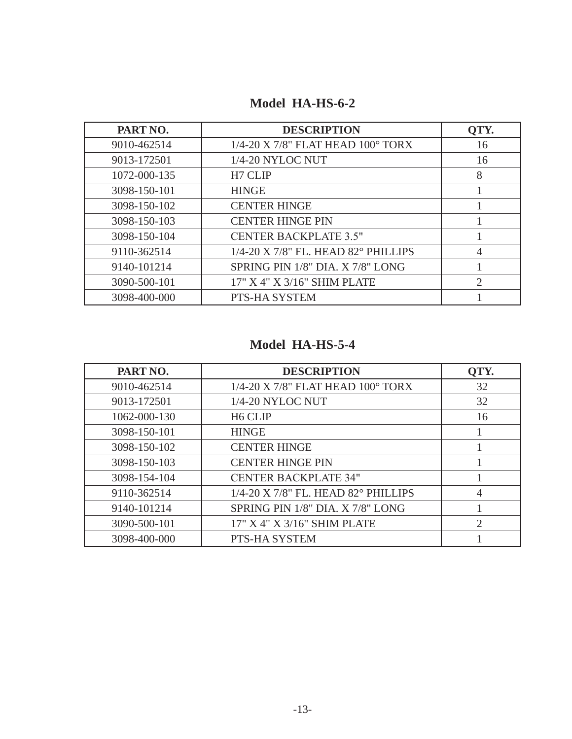## Model HA-HS-6-2

| PART NO. | DESCRIPTION | QTY. |
|---|---|---|
| 9010-462514 | 1/4-20 X 7/8" FLAT HEAD 100° TORX | 16 |
| 9013-172501 | 1/4-20 NYLOC NUT | 16 |
| 1072-000-135 | H7 CLIP | 8 |
| 3098-150-101 | HINGE | 1 |
| 3098-150-102 | CENTER HINGE | 1 |
| 3098-150-103 | CENTER HINGE PIN | 1 |
| 3098-150-104 | CENTER BACKPLATE 3.5" | 1 |
| 9110-362514 | 1/4-20 X 7/8" FL. HEAD 82° PHILLIPS | 4 |
| 9140-101214 | SPRING PIN 1/8" DIA. X 7/8" LONG | 1 |
| 3090-500-101 | 17" X 4" X 3/16" SHIM PLATE | 2 |
| 3098-400-000 | PTS-HA SYSTEM | 1 |

## Model HA-HS-5-4

| PART NO. | DESCRIPTION | QTY. |
|---|---|---|
| 9010-462514 | 1/4-20 X 7/8" FLAT HEAD 100° TORX | 32 |
| 9013-172501 | 1/4-20 NYLOC NUT | 32 |
| 1062-000-130 | H6 CLIP | 16 |
| 3098-150-101 | HINGE | 1 |
| 3098-150-102 | CENTER HINGE | 1 |
| 3098-150-103 | CENTER HINGE PIN | 1 |
| 3098-154-104 | CENTER BACKPLATE 34" | 1 |
| 9110-362514 | 1/4-20 X 7/8" FL. HEAD 82° PHILLIPS | 4 |
| 9140-101214 | SPRING PIN 1/8" DIA. X 7/8" LONG | 1 |
| 3090-500-101 | 17" X 4" X 3/16" SHIM PLATE | 2 |
| 3098-400-000 | PTS-HA SYSTEM | 1 |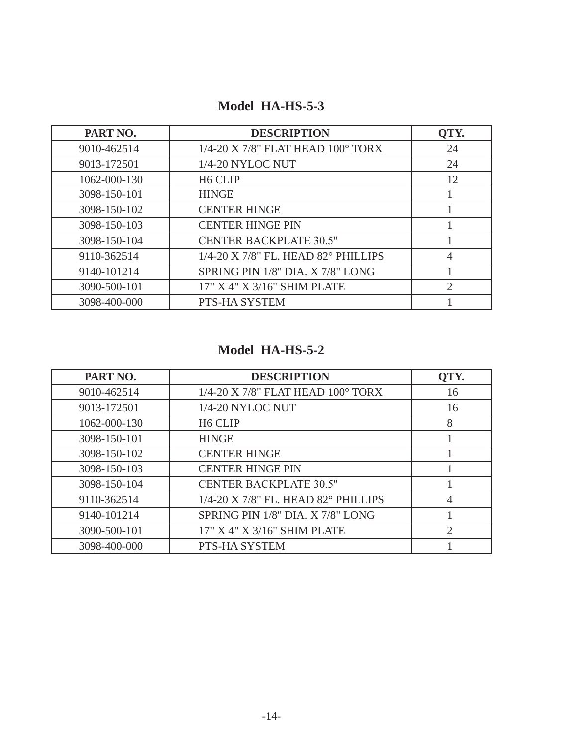## Model HA-HS-5-3

| PART NO. | DESCRIPTION | QTY. |
|---|---|---|
| 9010-462514 | 1/4-20 X 7/8" FLAT HEAD 100° TORX | 24 |
| 9013-172501 | 1/4-20 NYLOC NUT | 24 |
| 1062-000-130 | H6 CLIP | 12 |
| 3098-150-101 | HINGE | 1 |
| 3098-150-102 | CENTER HINGE | 1 |
| 3098-150-103 | CENTER HINGE PIN | 1 |
| 3098-150-104 | CENTER BACKPLATE 30.5" | 1 |
| 9110-362514 | 1/4-20 X 7/8" FL. HEAD 82° PHILLIPS | 4 |
| 9140-101214 | SPRING PIN 1/8" DIA. X 7/8" LONG | 1 |
| 3090-500-101 | 17" X 4" X 3/16" SHIM PLATE | 2 |
| 3098-400-000 | PTS-HA SYSTEM | 1 |

## Model HA-HS-5-2

| PART NO. | DESCRIPTION | QTY. |
|---|---|---|
| 9010-462514 | 1/4-20 X 7/8" FLAT HEAD 100° TORX | 16 |
| 9013-172501 | 1/4-20 NYLOC NUT | 16 |
| 1062-000-130 | H6 CLIP | 8 |
| 3098-150-101 | HINGE | 1 |
| 3098-150-102 | CENTER HINGE | 1 |
| 3098-150-103 | CENTER HINGE PIN | 1 |
| 3098-150-104 | CENTER BACKPLATE 30.5" | 1 |
| 9110-362514 | 1/4-20 X 7/8" FL. HEAD 82° PHILLIPS | 4 |
| 9140-101214 | SPRING PIN 1/8" DIA. X 7/8" LONG | 1 |
| 3090-500-101 | 17" X 4" X 3/16" SHIM PLATE | 2 |
| 3098-400-000 | PTS-HA SYSTEM | 1 |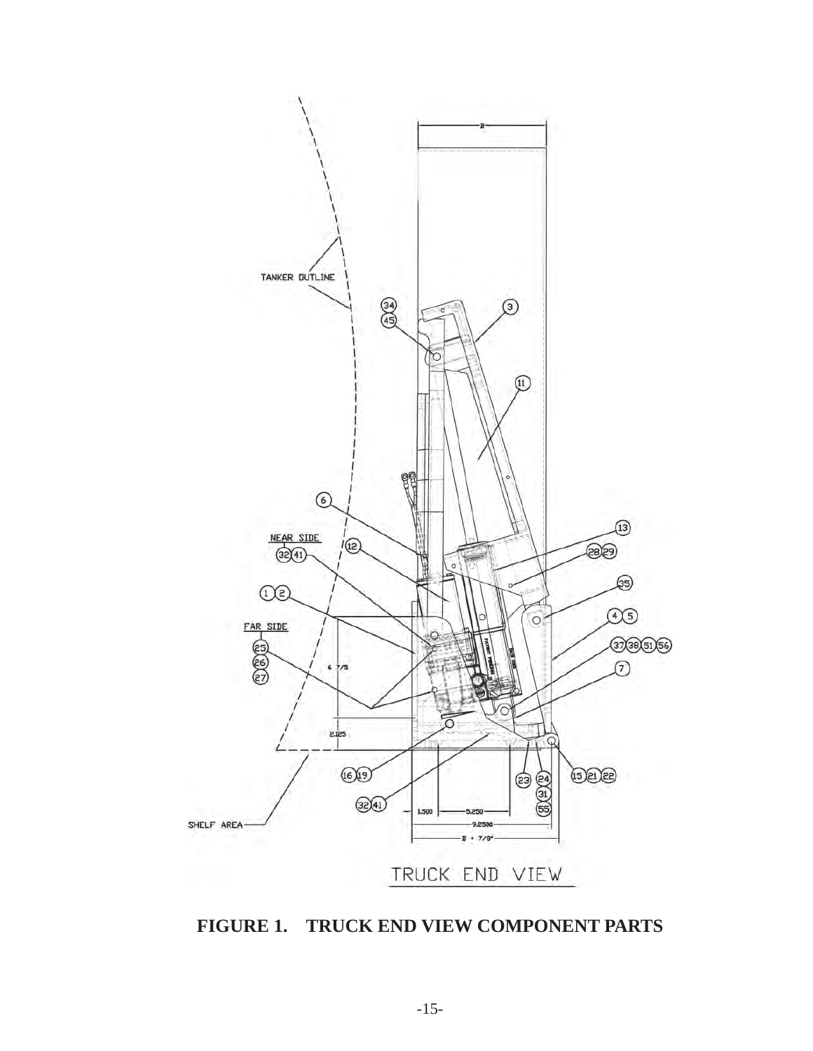TANKER OUTLINE

NEAR SIDE

FAR SIDE

SHELF AREA

TRUCK END VIEW

**FIGURE 1. TRUCK END VIEW COMPONENT PARTS**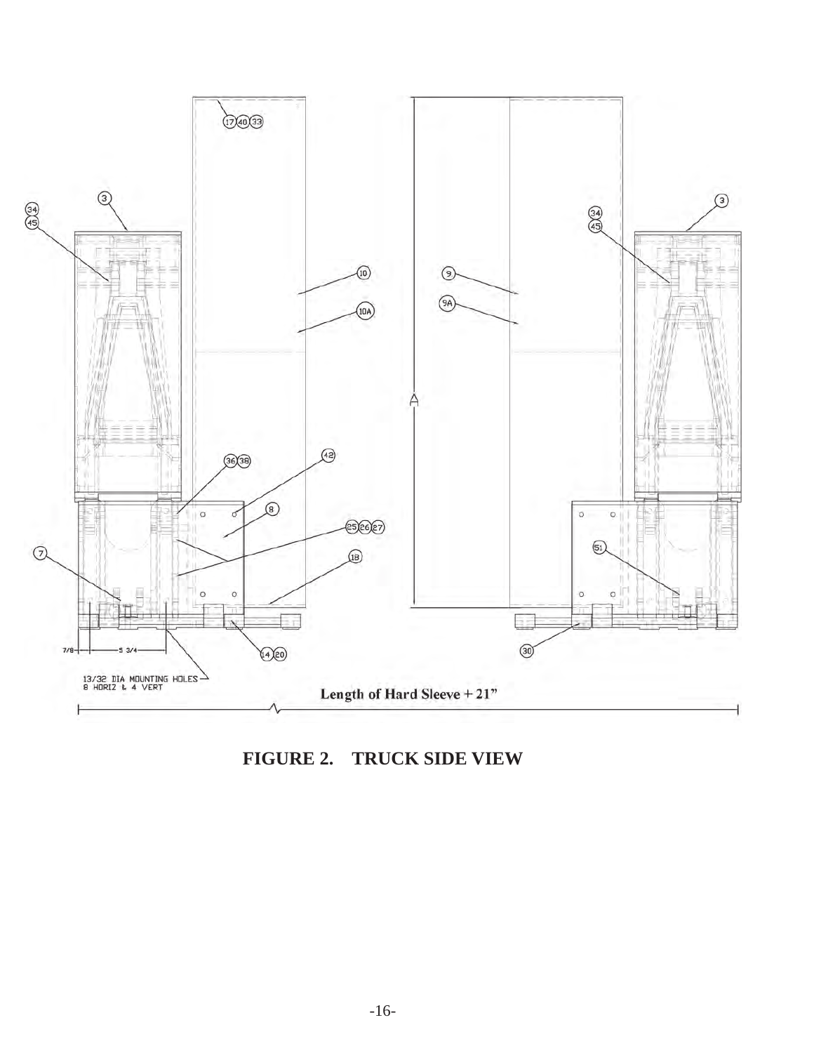13/32 DIA MOUNTING HOLES
8 HORIZ & 4 VERT

Length of Hard Sleeve + 21"

**FIGURE 2. TRUCK SIDE VIEW**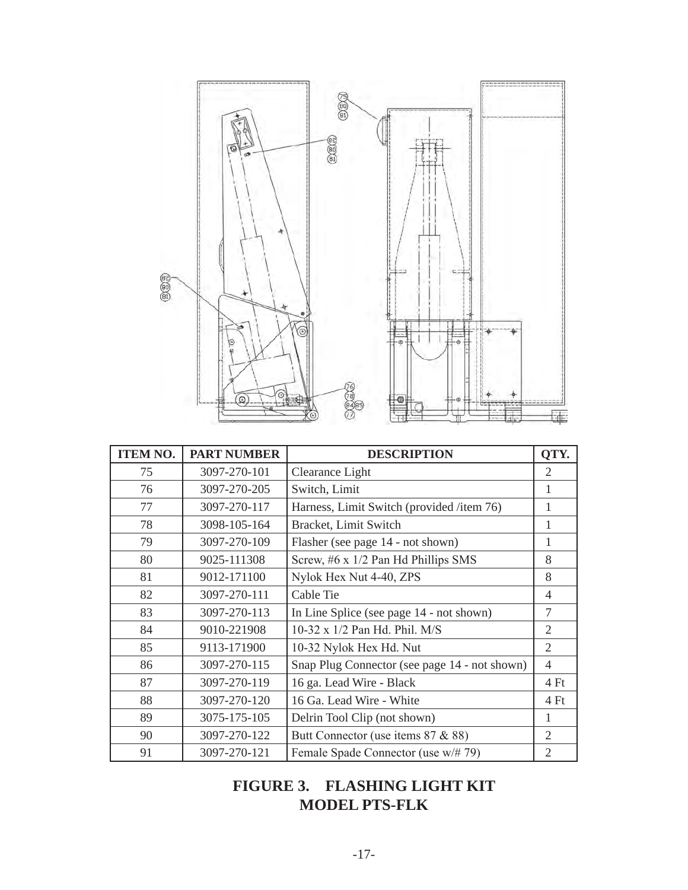| ITEM NO. | PART NUMBER | DESCRIPTION | QTY. |
|---|---|---|---|
| 75 | 3097-270-101 | Clearance Light | 2 |
| 76 | 3097-270-205 | Switch, Limit | 1 |
| 77 | 3097-270-117 | Harness, Limit Switch (provided /item 76) | 1 |
| 78 | 3098-105-164 | Bracket, Limit Switch | 1 |
| 79 | 3097-270-109 | Flasher (see page 14 - not shown) | 1 |
| 80 | 9025-111308 | Screw, #6 x 1/2 Pan Hd Phillips SMS | 8 |
| 81 | 9012-171100 | Nylok Hex Nut 4-40, ZPS | 8 |
| 82 | 3097-270-111 | Cable Tie | 4 |
| 83 | 3097-270-113 | In Line Splice (see page 14 - not shown) | 7 |
| 84 | 9010-221908 | 10-32 x 1/2 Pan Hd. Phil. M/S | 2 |
| 85 | 9113-171900 | 10-32 Nylok Hex Hd. Nut | 2 |
| 86 | 3097-270-115 | Snap Plug Connector (see page 14 - not shown) | 4 |
| 87 | 3097-270-119 | 16 ga. Lead Wire - Black | 4 Ft |
| 88 | 3097-270-120 | 16 Ga. Lead Wire - White | 4 Ft |
| 89 | 3075-175-105 | Delrin Tool Clip (not shown) | 1 |
| 90 | 3097-270-122 | Butt Connector (use items 87 & 88) | 2 |
| 91 | 3097-270-121 | Female Spade Connector (use w/# 79) | 2 |

**FIGURE 3. FLASHING LIGHT KIT**
**MODEL PTS-FLK**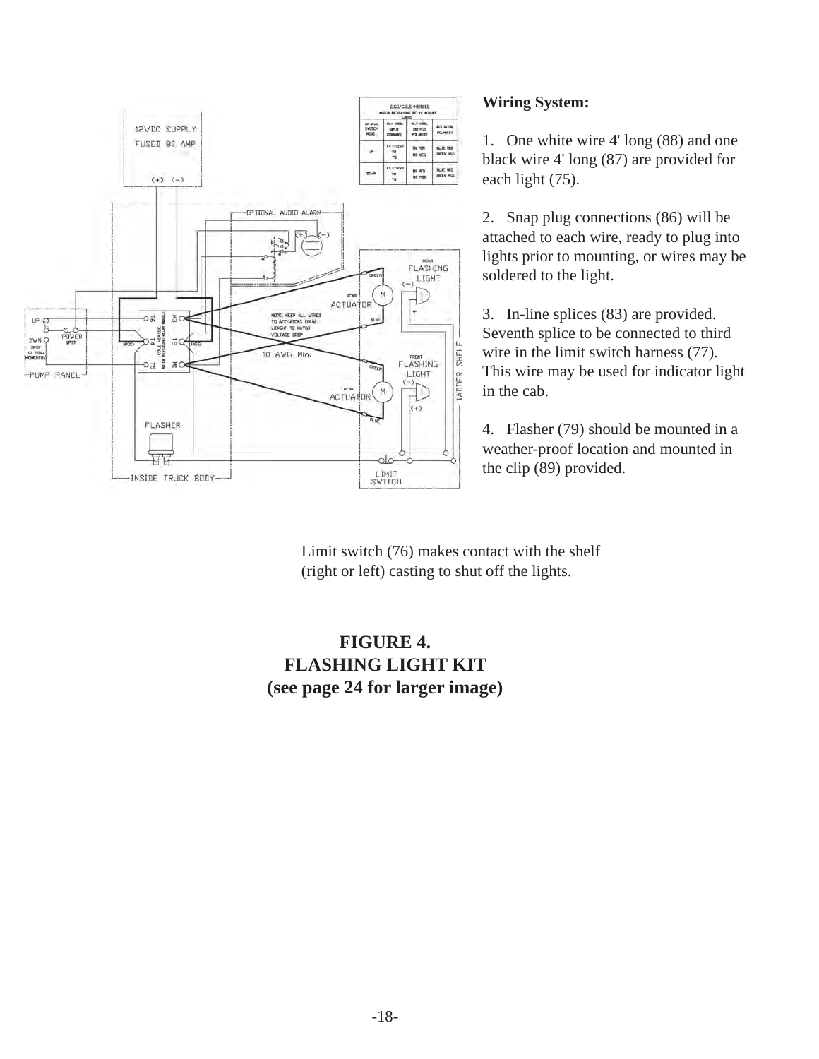**Wiring System:**

1. One white wire 4' long (88) and one black wire 4' long (87) are provided for each light (75).

2. Snap plug connections (86) will be attached to each wire, ready to plug into lights prior to mounting, or wires may be soldered to the light.

3. In-line splices (83) are provided. Seventh splice to be connected to third wire in the limit switch harness (77). This wire may be used for indicator light in the cab.

4. Flasher (79) should be mounted in a weather-proof location and mounted in the clip (89) provided.

Limit switch (76) makes contact with the shelf (right or left) casting to shut off the lights.

**FIGURE 4.**
**FLASHING LIGHT KIT**
**(see page 24 for larger image)**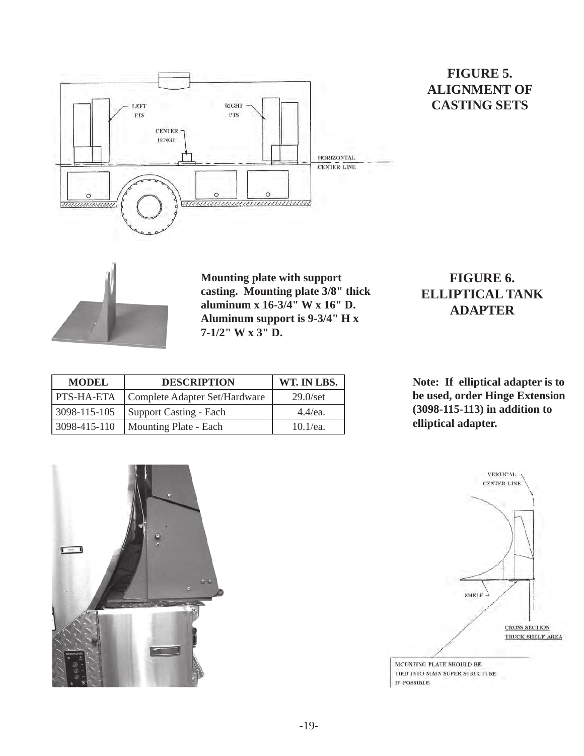**FIGURE 5. ALIGNMENT OF CASTING SETS**

LEFT PTS

RIGHT PTS

CENTER HINGE

HORIZONTAL CENTER LINE

**Mounting plate with support casting. Mounting plate 3/8" thick aluminum x 16-3/4" W x 16" D. Aluminum support is 9-3/4" H x 7-1/2" W x 3" D.**

**FIGURE 6. ELLIPTICAL TANK ADAPTER**

| MODEL | DESCRIPTION | WT. IN LBS. |
|---|---|---|
| PTS-HA-ETA | Complete Adapter Set/Hardware | 29.0/set |
| 3098-115-105 | Support Casting - Each | 4.4/ea. |
| 3098-415-110 | Mounting Plate - Each | 10.1/ea. |

**Note: If elliptical adapter is to be used, order Hinge Extension (3098-115-113) in addition to elliptical adapter.**

VERTICAL CENTER LINE

SHELF

CROSS SECTION TRUCK SHELF AREA

MOUNTING PLATE SHOULD BE TIED INTO MAIN SUPER STRUCTURE IF POSSIBLE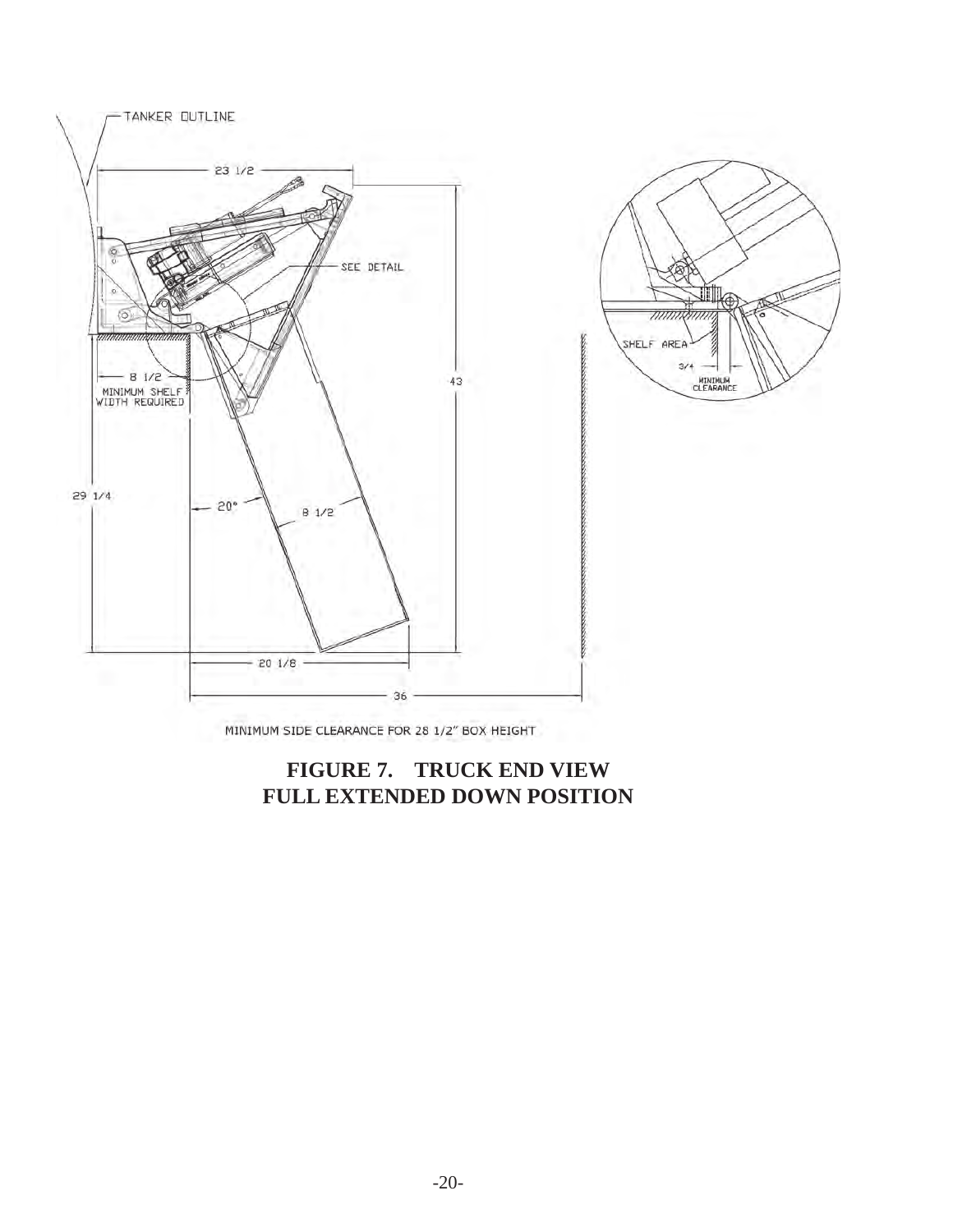TANKER OUTLINE

23 1/2

SEE DETAIL

SHELF AREA

3/4

MINIMUM CLEARANCE

8 1/2

MINIMUM SHELF WIDTH REQUIRED

43

29 1/4

20°

8 1/2

20 1/8

36

MINIMUM SIDE CLEARANCE FOR 28 1/2" BOX HEIGHT

**FIGURE 7. TRUCK END VIEW**
**FULL EXTENDED DOWN POSITION**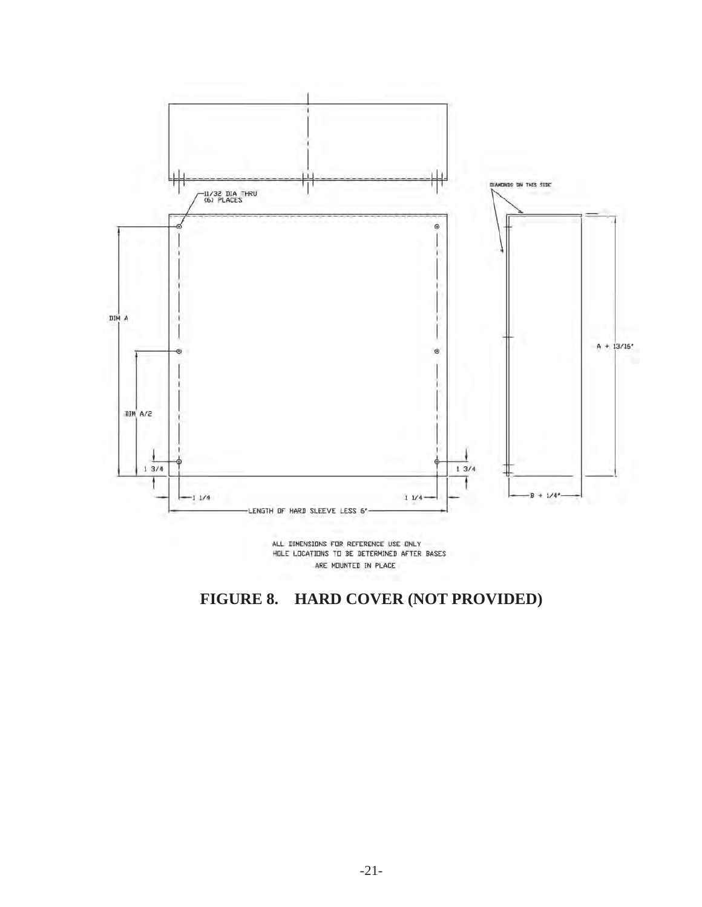11/32 DIA THRU
(6) PLACES

DIAMONDS ON THIS SIDE

DIM A

DIM A/2

1 3/4

1 3/4

1 1/4

1 1/4

LENGTH OF HARD SLEEVE LESS 6"

A + 13/16"

B + 1/4"

ALL DIMENSIONS FOR REFERENCE USE ONLY
HOLE LOCATIONS TO BE DETERMINED AFTER BASES
ARE MOUNTED IN PLACE

**FIGURE 8. HARD COVER (NOT PROVIDED)**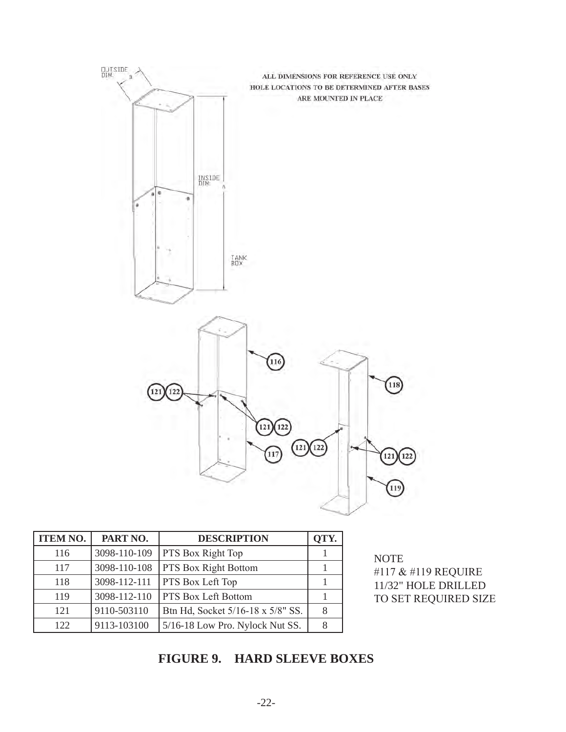ALL DIMENSIONS FOR REFERENCE USE ONLY
HOLE LOCATIONS TO BE DETERMINED AFTER BASES ARE MOUNTED IN PLACE

| ITEM NO. | PART NO. | DESCRIPTION | QTY. |
|---|---|---|---|
| 116 | 3098-110-109 | PTS Box Right Top | 1 |
| 117 | 3098-110-108 | PTS Box Right Bottom | 1 |
| 118 | 3098-112-111 | PTS Box Left Top | 1 |
| 119 | 3098-112-110 | PTS Box Left Bottom | 1 |
| 121 | 9110-503110 | Btn Hd, Socket 5/16-18 x 5/8" SS. | 8 |
| 122 | 9113-103100 | 5/16-18 Low Pro. Nylock Nut SS. | 8 |

NOTE
#117 & #119 REQUIRE 11/32" HOLE DRILLED TO SET REQUIRED SIZE

**FIGURE 9. HARD SLEEVE BOXES**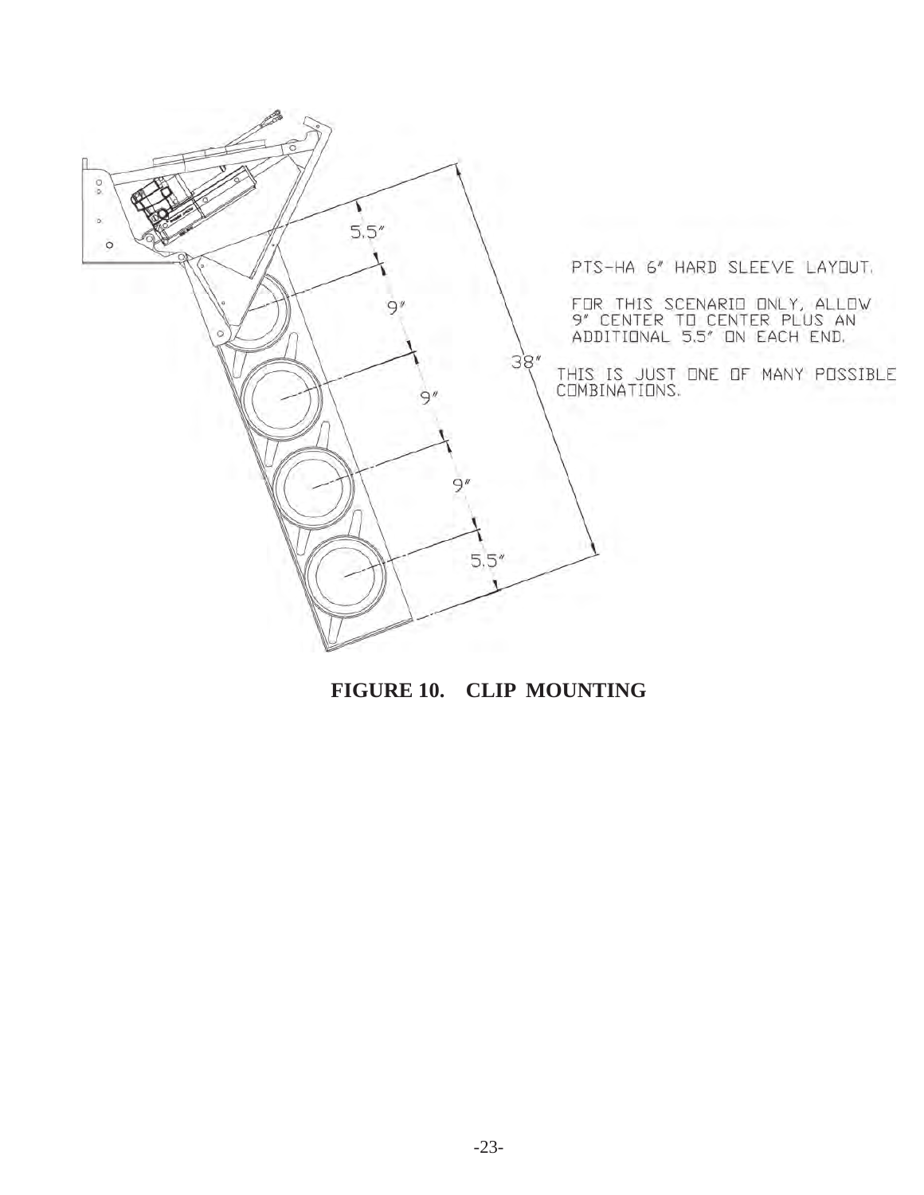PTS-HA 6" HARD SLEEVE LAYOUT.

FOR THIS SCENARIO ONLY, ALLOW 9" CENTER TO CENTER PLUS AN ADDITIONAL 5.5" ON EACH END.

THIS IS JUST ONE OF MANY POSSIBLE COMBINATIONS.

5.5"

9"

9"

9"

5.5"

38"

**FIGURE 10. CLIP MOUNTING**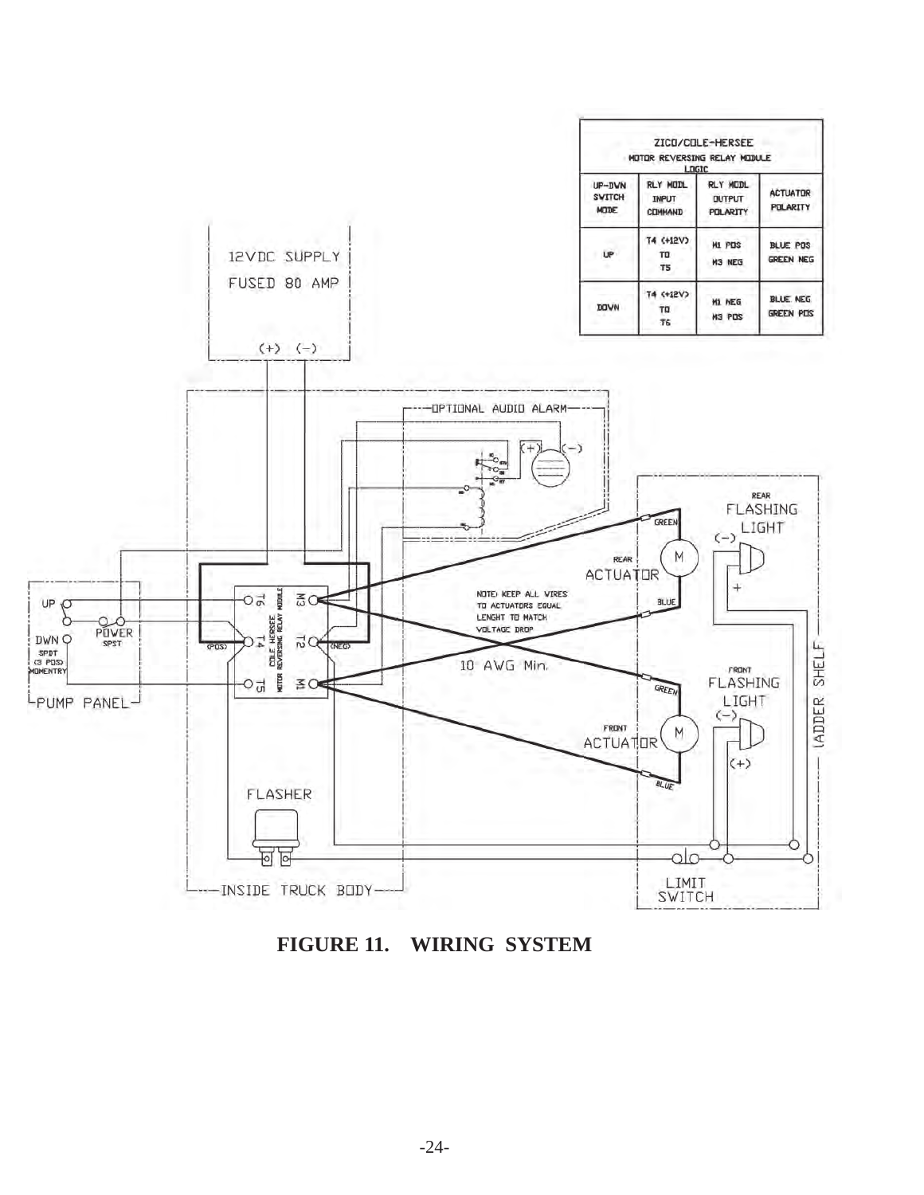| ZICO/COLE-HERSEE MOTOR REVERSING RELAY MODULE LOGIC | | | |
|---|---|---|---|
| UP-DWN SWITCH MODE | RLY MODL INPUT COMMAND | RLY MODL OUTPUT POLARITY | ACTUATOR POLARITY |
| UP | T4 (+12V) TO T5 | M1 POS M3 NEG | BLUE POS GREEN NEG |
| DOWN | T4 (+12V) TO T6 | M1 NEG M3 POS | BLUE NEG GREEN POS |

12VDC SUPPLY
FUSED 80 AMP
(+) (−)

OPTIONAL AUDIO ALARM

REAR FLASHING LIGHT

REAR ACTUATOR

NOTE: KEEP ALL WIRES TO ACTUATORS EQUAL LENGHT TO MATCH VOLTAGE DROP

10 AWG Min.

FRONT FLASHING LIGHT

FRONT ACTUATOR

LADDER SHELF

UP
DWN
SPDT (3 POS) MOMENTRY
POWER SPST
PUMP PANEL

COLE HERSEE MOTOR REVERSING RELAY MODULE

FLASHER

INSIDE TRUCK BODY

LIMIT SWITCH

**FIGURE 11. WIRING SYSTEM**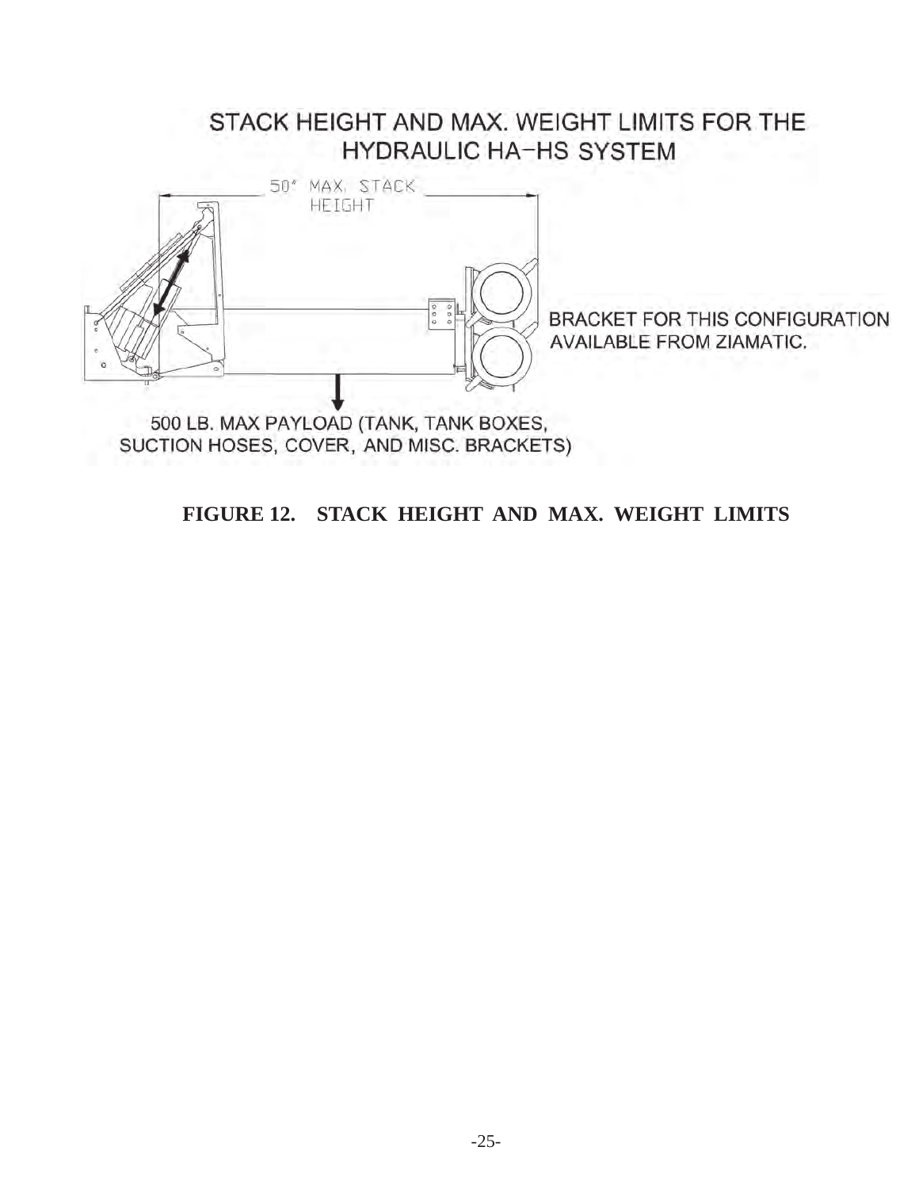STACK HEIGHT AND MAX. WEIGHT LIMITS FOR THE HYDRAULIC HA-HS SYSTEM

50" MAX. STACK HEIGHT

BRACKET FOR THIS CONFIGURATION AVAILABLE FROM ZIAMATIC.

500 LB. MAX PAYLOAD (TANK, TANK BOXES, SUCTION HOSES, COVER, AND MISC. BRACKETS)

**FIGURE 12. STACK HEIGHT AND MAX. WEIGHT LIMITS**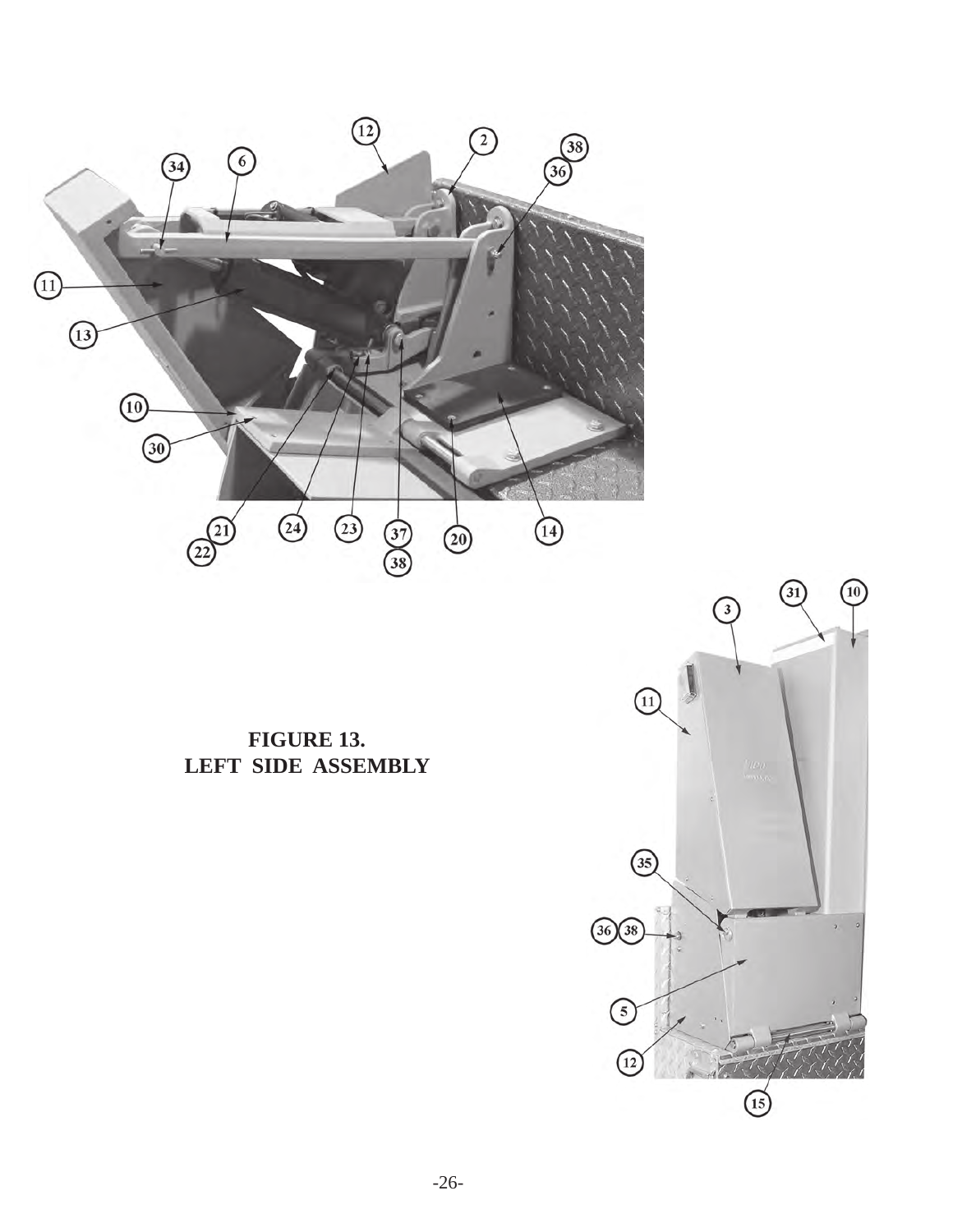**FIGURE 13.**
**LEFT SIDE ASSEMBLY**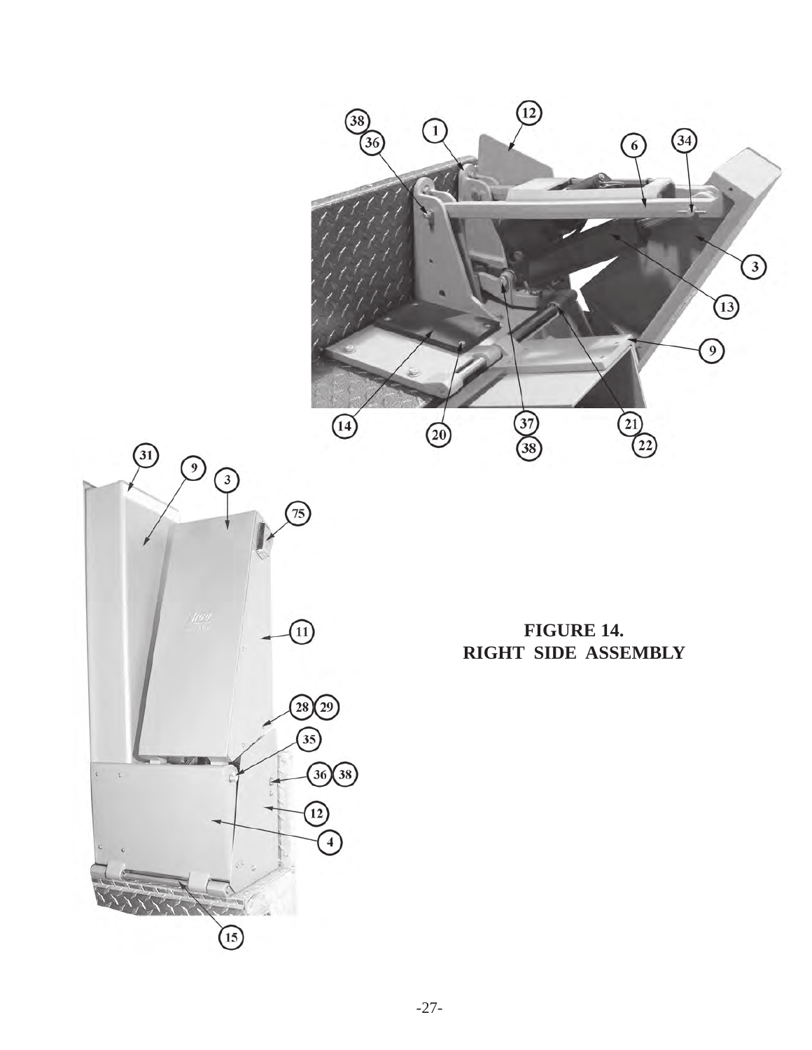**FIGURE 14.
RIGHT SIDE ASSEMBLY**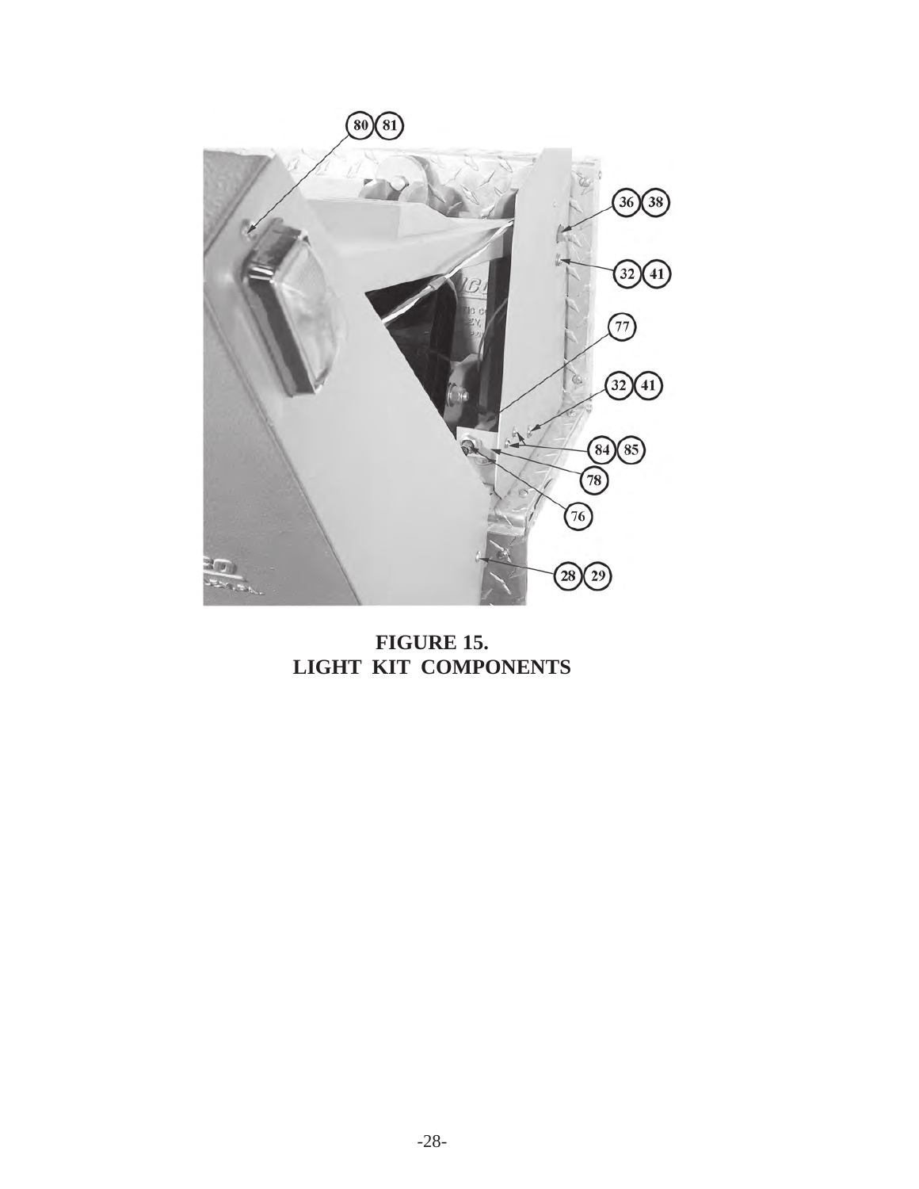**FIGURE 15.**
**LIGHT KIT COMPONENTS**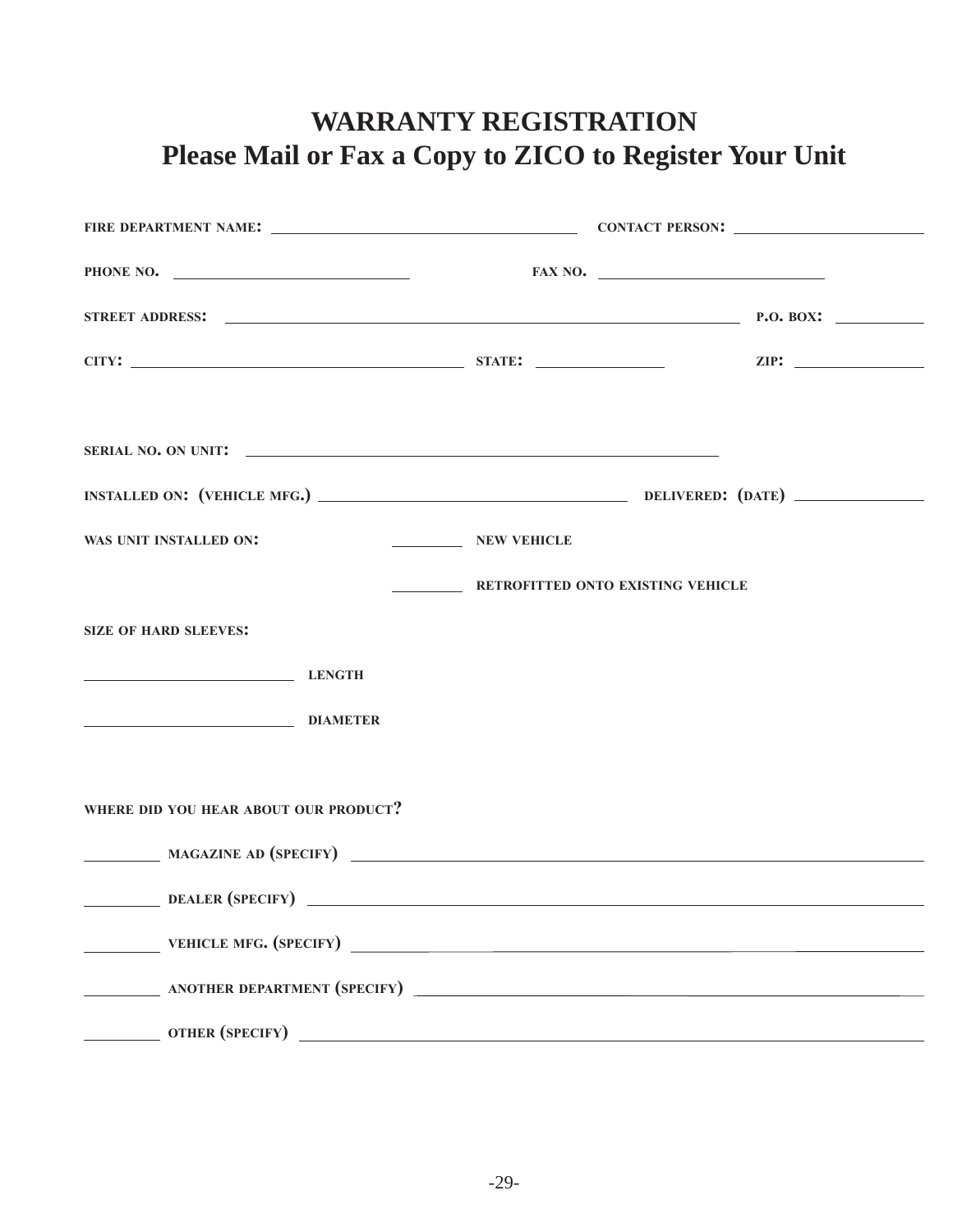# WARRANTY REGISTRATION

## Please Mail or Fax a Copy to ZICO to Register Your Unit

FIRE DEPARTMENT NAME: ______________________________ CONTACT PERSON: ____________________

PHONE NO. ________________________ FAX NO. ________________________

STREET ADDRESS: ______________________________________________ P.O. BOX: __________

CITY: ________________________________ STATE: ______________ ZIP: ______________

SERIAL NO. ON UNIT: ______________________________________________

INSTALLED ON: (VEHICLE MFG.) ______________________________ DELIVERED: (DATE) ______________

WAS UNIT INSTALLED ON: ________ NEW VEHICLE

________ RETROFITTED ONTO EXISTING VEHICLE

SIZE OF HARD SLEEVES:

______________________ LENGTH

______________________ DIAMETER

WHERE DID YOU HEAR ABOUT OUR PRODUCT?

________ MAGAZINE AD (SPECIFY) ______________________________________________

________ DEALER (SPECIFY) ______________________________________________

________ VEHICLE MFG. (SPECIFY) ______________________________________________

________ ANOTHER DEPARTMENT (SPECIFY) ______________________________________________

________ OTHER (SPECIFY) ______________________________________________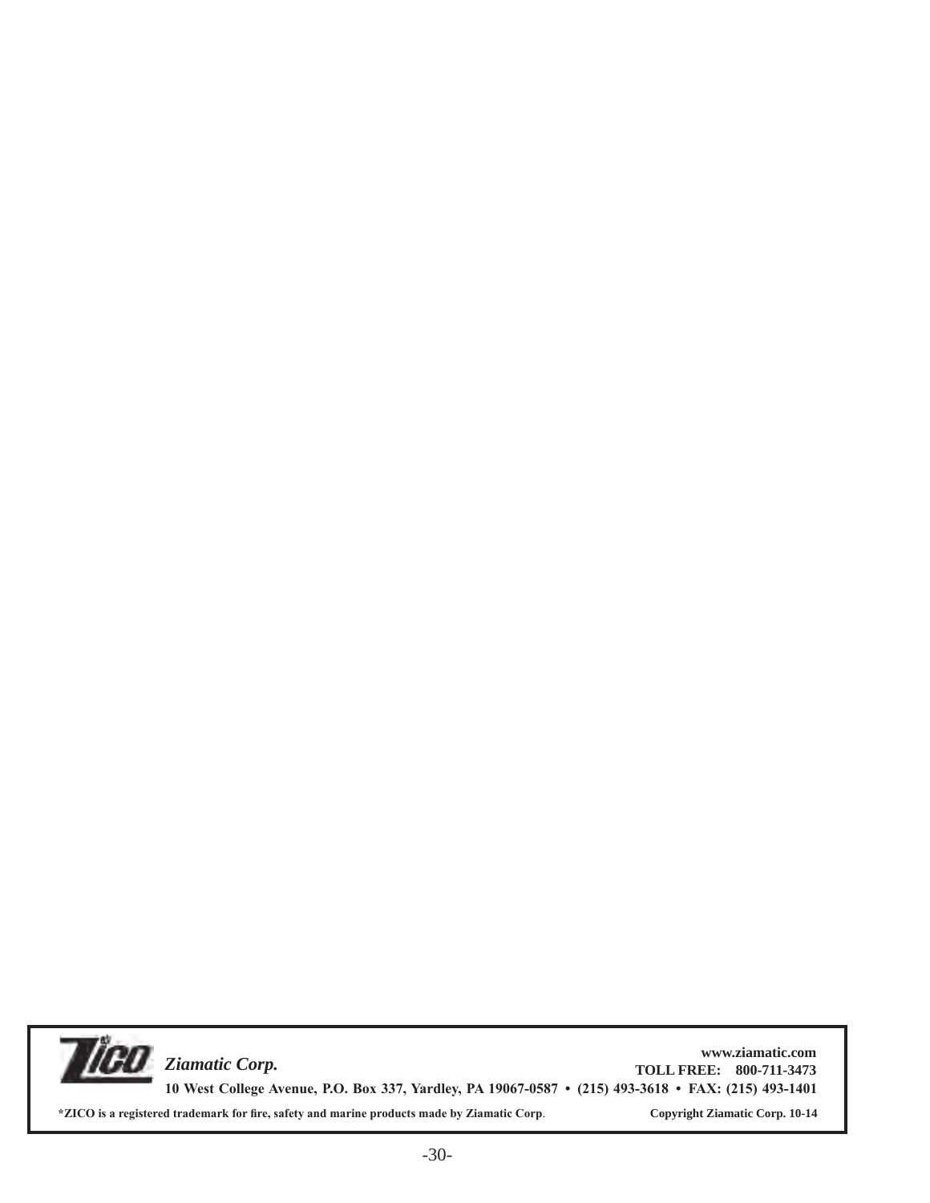ZICO **Ziamatic Corp.**

**www.ziamatic.com**
**TOLL FREE: 800-711-3473**

**10 West College Avenue, P.O. Box 337, Yardley, PA 19067-0587 • (215) 493-3618 • FAX: (215) 493-1401**

**\*ZICO is a registered trademark for fire, safety and marine products made by Ziamatic Corp.**

**Copyright Ziamatic Corp. 10-14**